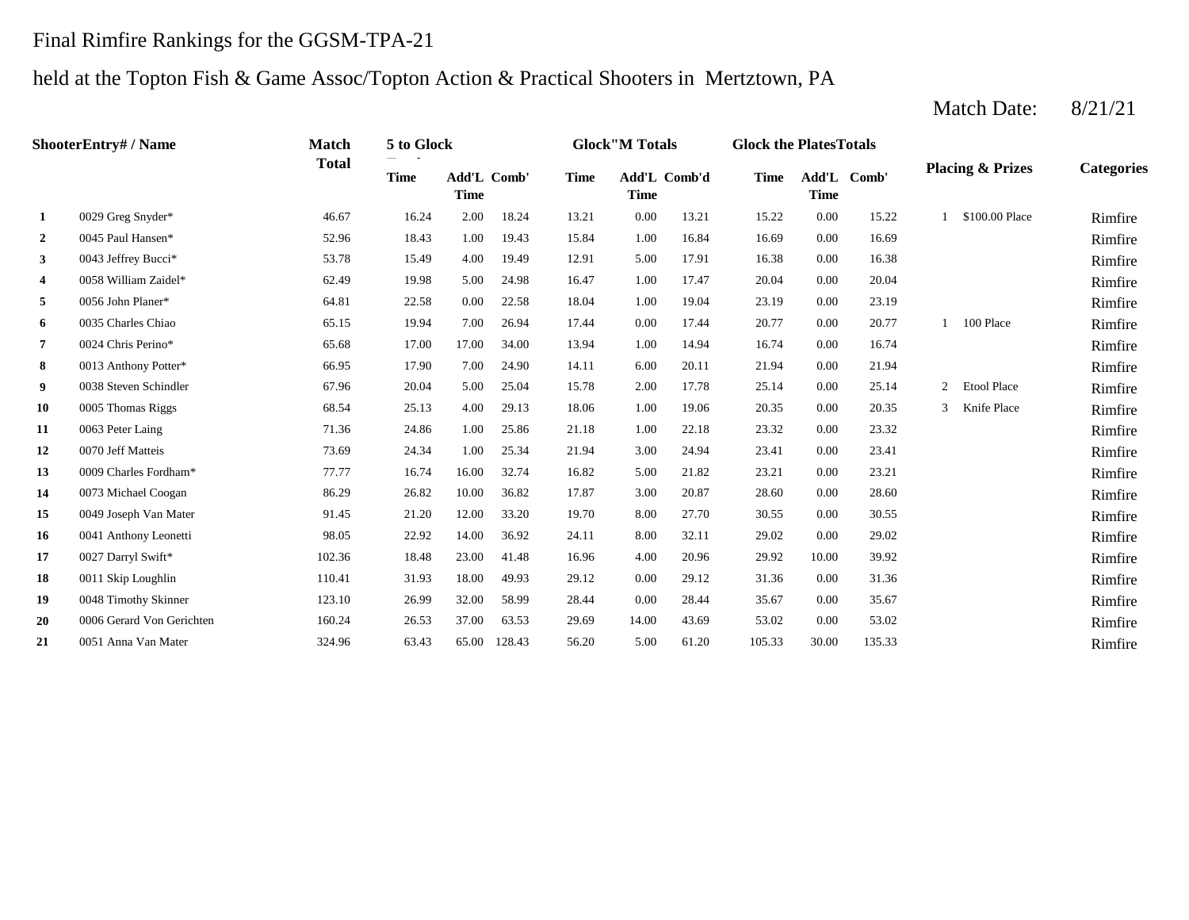# Final Rimfire Rankings for the GGSM-TPA-21

## held at the Topton Fish & Game Assoc/Topton Action & Practical Shooters in Mertztown, PA

Match Date: 8/21/21

| Shooter | Entry# / Name | Match Total | 5 to Glock | | | Glock"M Totals | | | Glock the Plates Totals | | | Placing & Prizes | | Categories |
|---|---|---|---|---|---|---|---|---|---|---|---|---|---|---|
| | | | Time | Add'L Time | Comb' | Time | Add'L Time | Comb'd | Time | Add'L Time | Comb' | | | |
| 1 | 0029 Greg Snyder* | 46.67 | 16.24 | 2.00 | 18.24 | 13.21 | 0.00 | 13.21 | 15.22 | 0.00 | 15.22 | 1 | $100.00 Place | Rimfire |
| 2 | 0045 Paul Hansen* | 52.96 | 18.43 | 1.00 | 19.43 | 15.84 | 1.00 | 16.84 | 16.69 | 0.00 | 16.69 | | | Rimfire |
| 3 | 0043 Jeffrey Bucci* | 53.78 | 15.49 | 4.00 | 19.49 | 12.91 | 5.00 | 17.91 | 16.38 | 0.00 | 16.38 | | | Rimfire |
| 4 | 0058 William Zaidel* | 62.49 | 19.98 | 5.00 | 24.98 | 16.47 | 1.00 | 17.47 | 20.04 | 0.00 | 20.04 | | | Rimfire |
| 5 | 0056 John Planer* | 64.81 | 22.58 | 0.00 | 22.58 | 18.04 | 1.00 | 19.04 | 23.19 | 0.00 | 23.19 | | | Rimfire |
| 6 | 0035 Charles Chiao | 65.15 | 19.94 | 7.00 | 26.94 | 17.44 | 0.00 | 17.44 | 20.77 | 0.00 | 20.77 | 1 | 100 Place | Rimfire |
| 7 | 0024 Chris Perino* | 65.68 | 17.00 | 17.00 | 34.00 | 13.94 | 1.00 | 14.94 | 16.74 | 0.00 | 16.74 | | | Rimfire |
| 8 | 0013 Anthony Potter* | 66.95 | 17.90 | 7.00 | 24.90 | 14.11 | 6.00 | 20.11 | 21.94 | 0.00 | 21.94 | | | Rimfire |
| 9 | 0038 Steven Schindler | 67.96 | 20.04 | 5.00 | 25.04 | 15.78 | 2.00 | 17.78 | 25.14 | 0.00 | 25.14 | 2 | Etool Place | Rimfire |
| 10 | 0005 Thomas Riggs | 68.54 | 25.13 | 4.00 | 29.13 | 18.06 | 1.00 | 19.06 | 20.35 | 0.00 | 20.35 | 3 | Knife Place | Rimfire |
| 11 | 0063 Peter Laing | 71.36 | 24.86 | 1.00 | 25.86 | 21.18 | 1.00 | 22.18 | 23.32 | 0.00 | 23.32 | | | Rimfire |
| 12 | 0070 Jeff Matteis | 73.69 | 24.34 | 1.00 | 25.34 | 21.94 | 3.00 | 24.94 | 23.41 | 0.00 | 23.41 | | | Rimfire |
| 13 | 0009 Charles Fordham* | 77.77 | 16.74 | 16.00 | 32.74 | 16.82 | 5.00 | 21.82 | 23.21 | 0.00 | 23.21 | | | Rimfire |
| 14 | 0073 Michael Coogan | 86.29 | 26.82 | 10.00 | 36.82 | 17.87 | 3.00 | 20.87 | 28.60 | 0.00 | 28.60 | | | Rimfire |
| 15 | 0049 Joseph Van Mater | 91.45 | 21.20 | 12.00 | 33.20 | 19.70 | 8.00 | 27.70 | 30.55 | 0.00 | 30.55 | | | Rimfire |
| 16 | 0041 Anthony Leonetti | 98.05 | 22.92 | 14.00 | 36.92 | 24.11 | 8.00 | 32.11 | 29.02 | 0.00 | 29.02 | | | Rimfire |
| 17 | 0027 Darryl Swift* | 102.36 | 18.48 | 23.00 | 41.48 | 16.96 | 4.00 | 20.96 | 29.92 | 10.00 | 39.92 | | | Rimfire |
| 18 | 0011 Skip Loughlin | 110.41 | 31.93 | 18.00 | 49.93 | 29.12 | 0.00 | 29.12 | 31.36 | 0.00 | 31.36 | | | Rimfire |
| 19 | 0048 Timothy Skinner | 123.10 | 26.99 | 32.00 | 58.99 | 28.44 | 0.00 | 28.44 | 35.67 | 0.00 | 35.67 | | | Rimfire |
| 20 | 0006 Gerard Von Gerichten | 160.24 | 26.53 | 37.00 | 63.53 | 29.69 | 14.00 | 43.69 | 53.02 | 0.00 | 53.02 | | | Rimfire |
| 21 | 0051 Anna Van Mater | 324.96 | 63.43 | 65.00 | 128.43 | 56.20 | 5.00 | 61.20 | 105.33 | 30.00 | 135.33 | | | Rimfire |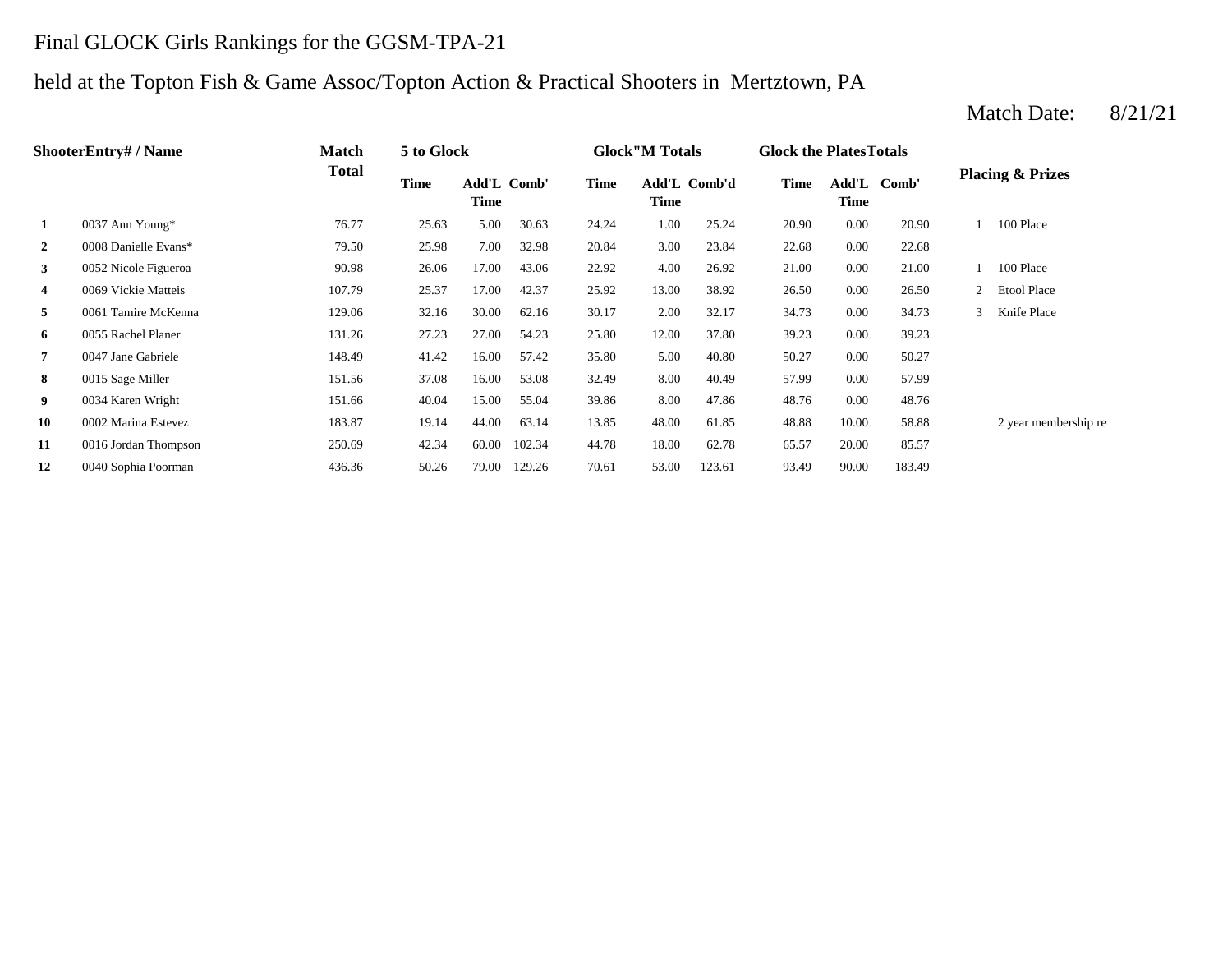Final GLOCK Girls Rankings for the GGSM-TPA-21

held at the Topton Fish & Game Assoc/Topton Action & Practical Shooters in Mertztown, PA

Match Date: 8/21/21

| Shooter | Entry# / Name | Match Total | 5 to Glock | | | Glock"M Totals | | | Glock the Plates Totals | | | Placing & Prizes | |
|---|---|---|---|---|---|---|---|---|---|---|---|---|---|
| | | | Time | Add'L Time | Comb' | Time | Add'L Time | Comb'd | Time | Add'L Time | Comb' | | |
| 1 | 0037 Ann Young* | 76.77 | 25.63 | 5.00 | 30.63 | 24.24 | 1.00 | 25.24 | 20.90 | 0.00 | 20.90 | 1 | 100 Place |
| 2 | 0008 Danielle Evans* | 79.50 | 25.98 | 7.00 | 32.98 | 20.84 | 3.00 | 23.84 | 22.68 | 0.00 | 22.68 | | |
| 3 | 0052 Nicole Figueroa | 90.98 | 26.06 | 17.00 | 43.06 | 22.92 | 4.00 | 26.92 | 21.00 | 0.00 | 21.00 | 1 | 100 Place |
| 4 | 0069 Vickie Matteis | 107.79 | 25.37 | 17.00 | 42.37 | 25.92 | 13.00 | 38.92 | 26.50 | 0.00 | 26.50 | 2 | Etool Place |
| 5 | 0061 Tamire McKenna | 129.06 | 32.16 | 30.00 | 62.16 | 30.17 | 2.00 | 32.17 | 34.73 | 0.00 | 34.73 | 3 | Knife Place |
| 6 | 0055 Rachel Planer | 131.26 | 27.23 | 27.00 | 54.23 | 25.80 | 12.00 | 37.80 | 39.23 | 0.00 | 39.23 | | |
| 7 | 0047 Jane Gabriele | 148.49 | 41.42 | 16.00 | 57.42 | 35.80 | 5.00 | 40.80 | 50.27 | 0.00 | 50.27 | | |
| 8 | 0015 Sage Miller | 151.56 | 37.08 | 16.00 | 53.08 | 32.49 | 8.00 | 40.49 | 57.99 | 0.00 | 57.99 | | |
| 9 | 0034 Karen Wright | 151.66 | 40.04 | 15.00 | 55.04 | 39.86 | 8.00 | 47.86 | 48.76 | 0.00 | 48.76 | | |
| 10 | 0002 Marina Estevez | 183.87 | 19.14 | 44.00 | 63.14 | 13.85 | 48.00 | 61.85 | 48.88 | 10.00 | 58.88 | | 2 year membership re |
| 11 | 0016 Jordan Thompson | 250.69 | 42.34 | 60.00 | 102.34 | 44.78 | 18.00 | 62.78 | 65.57 | 20.00 | 85.57 | | |
| 12 | 0040 Sophia Poorman | 436.36 | 50.26 | 79.00 | 129.26 | 70.61 | 53.00 | 123.61 | 93.49 | 90.00 | 183.49 | | |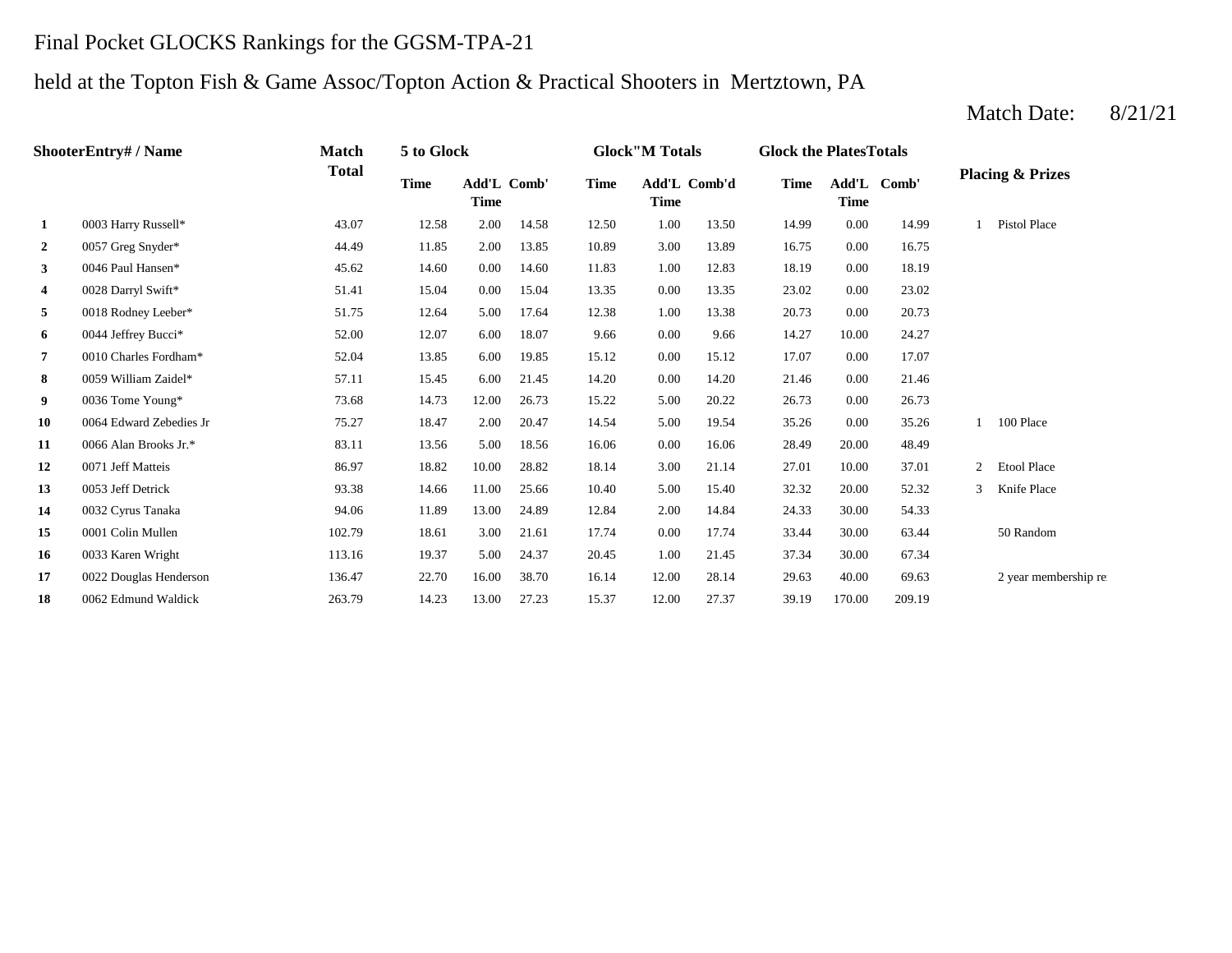# Final Pocket GLOCKS Rankings for the GGSM-TPA-21

## held at the Topton Fish & Game Assoc/Topton Action & Practical Shooters in Mertztown, PA

Match Date: 8/21/21

| Shooter | Entry# / Name | Match Total | 5 to Glock | | | Glock"M Totals | | | Glock the Plates Totals | | | Placing & Prizes | |
|---|---|---|---|---|---|---|---|---|---|---|---|---|---|
| | | | Time | Add'L Time | Comb' | Time | Add'L Time | Comb'd | Time | Add'L Time | Comb' | | |
| 1 | 0003 Harry Russell* | 43.07 | 12.58 | 2.00 | 14.58 | 12.50 | 1.00 | 13.50 | 14.99 | 0.00 | 14.99 | 1 | Pistol Place |
| 2 | 0057 Greg Snyder* | 44.49 | 11.85 | 2.00 | 13.85 | 10.89 | 3.00 | 13.89 | 16.75 | 0.00 | 16.75 | | |
| 3 | 0046 Paul Hansen* | 45.62 | 14.60 | 0.00 | 14.60 | 11.83 | 1.00 | 12.83 | 18.19 | 0.00 | 18.19 | | |
| 4 | 0028 Darryl Swift* | 51.41 | 15.04 | 0.00 | 15.04 | 13.35 | 0.00 | 13.35 | 23.02 | 0.00 | 23.02 | | |
| 5 | 0018 Rodney Leeber* | 51.75 | 12.64 | 5.00 | 17.64 | 12.38 | 1.00 | 13.38 | 20.73 | 0.00 | 20.73 | | |
| 6 | 0044 Jeffrey Bucci* | 52.00 | 12.07 | 6.00 | 18.07 | 9.66 | 0.00 | 9.66 | 14.27 | 10.00 | 24.27 | | |
| 7 | 0010 Charles Fordham* | 52.04 | 13.85 | 6.00 | 19.85 | 15.12 | 0.00 | 15.12 | 17.07 | 0.00 | 17.07 | | |
| 8 | 0059 William Zaidel* | 57.11 | 15.45 | 6.00 | 21.45 | 14.20 | 0.00 | 14.20 | 21.46 | 0.00 | 21.46 | | |
| 9 | 0036 Tome Young* | 73.68 | 14.73 | 12.00 | 26.73 | 15.22 | 5.00 | 20.22 | 26.73 | 0.00 | 26.73 | | |
| 10 | 0064 Edward Zebedies Jr | 75.27 | 18.47 | 2.00 | 20.47 | 14.54 | 5.00 | 19.54 | 35.26 | 0.00 | 35.26 | 1 | 100 Place |
| 11 | 0066 Alan Brooks Jr.* | 83.11 | 13.56 | 5.00 | 18.56 | 16.06 | 0.00 | 16.06 | 28.49 | 20.00 | 48.49 | | |
| 12 | 0071 Jeff Matteis | 86.97 | 18.82 | 10.00 | 28.82 | 18.14 | 3.00 | 21.14 | 27.01 | 10.00 | 37.01 | 2 | Etool Place |
| 13 | 0053 Jeff Detrick | 93.38 | 14.66 | 11.00 | 25.66 | 10.40 | 5.00 | 15.40 | 32.32 | 20.00 | 52.32 | 3 | Knife Place |
| 14 | 0032 Cyrus Tanaka | 94.06 | 11.89 | 13.00 | 24.89 | 12.84 | 2.00 | 14.84 | 24.33 | 30.00 | 54.33 | | |
| 15 | 0001 Colin Mullen | 102.79 | 18.61 | 3.00 | 21.61 | 17.74 | 0.00 | 17.74 | 33.44 | 30.00 | 63.44 | | 50 Random |
| 16 | 0033 Karen Wright | 113.16 | 19.37 | 5.00 | 24.37 | 20.45 | 1.00 | 21.45 | 37.34 | 30.00 | 67.34 | | |
| 17 | 0022 Douglas Henderson | 136.47 | 22.70 | 16.00 | 38.70 | 16.14 | 12.00 | 28.14 | 29.63 | 40.00 | 69.63 | | 2 year membership re |
| 18 | 0062 Edmund Waldick | 263.79 | 14.23 | 13.00 | 27.23 | 15.37 | 12.00 | 27.37 | 39.19 | 170.00 | 209.19 | | |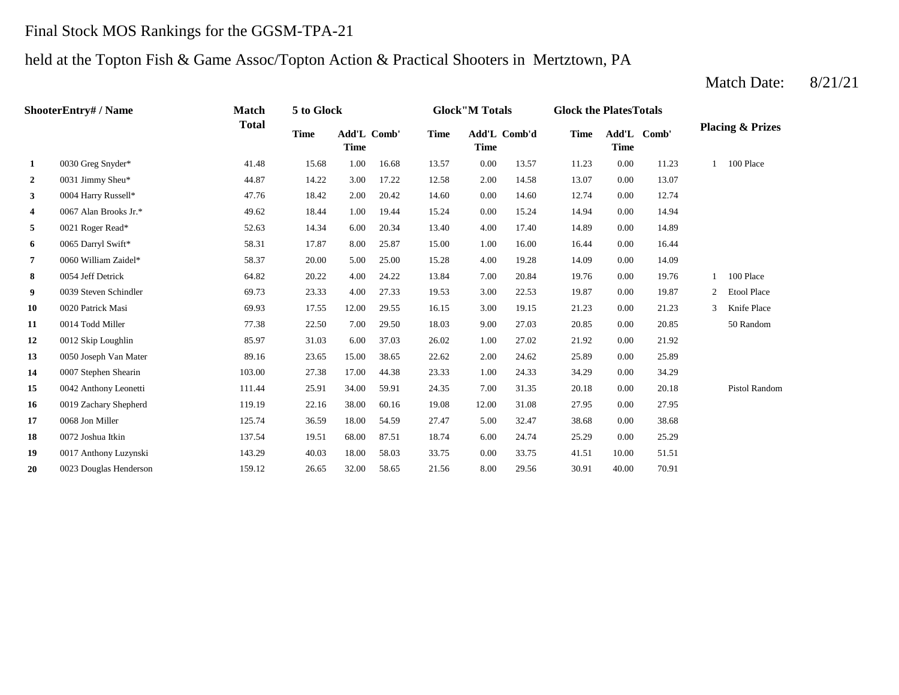Final Stock MOS Rankings for the GGSM-TPA-21

held at the Topton Fish & Game Assoc/Topton Action & Practical Shooters in Mertztown, PA

Match Date: 8/21/21

| Shooter | Entry# / Name | Match Total | 5 to Glock | | | Glock"M Totals | | | Glock the Plates Totals | | | Placing & Prizes | |
|---|---|---|---|---|---|---|---|---|---|---|---|---|---|
| | | | Time | Add'L Time | Comb' | Time | Add'L Time | Comb'd | Time | Add'L Time | Comb' | | |
| **1** | 0030 Greg Snyder* | 41.48 | 15.68 | 1.00 | 16.68 | 13.57 | 0.00 | 13.57 | 11.23 | 0.00 | 11.23 | 1 | 100 Place |
| **2** | 0031 Jimmy Sheu* | 44.87 | 14.22 | 3.00 | 17.22 | 12.58 | 2.00 | 14.58 | 13.07 | 0.00 | 13.07 | | |
| **3** | 0004 Harry Russell* | 47.76 | 18.42 | 2.00 | 20.42 | 14.60 | 0.00 | 14.60 | 12.74 | 0.00 | 12.74 | | |
| **4** | 0067 Alan Brooks Jr.* | 49.62 | 18.44 | 1.00 | 19.44 | 15.24 | 0.00 | 15.24 | 14.94 | 0.00 | 14.94 | | |
| **5** | 0021 Roger Read* | 52.63 | 14.34 | 6.00 | 20.34 | 13.40 | 4.00 | 17.40 | 14.89 | 0.00 | 14.89 | | |
| **6** | 0065 Darryl Swift* | 58.31 | 17.87 | 8.00 | 25.87 | 15.00 | 1.00 | 16.00 | 16.44 | 0.00 | 16.44 | | |
| **7** | 0060 William Zaidel* | 58.37 | 20.00 | 5.00 | 25.00 | 15.28 | 4.00 | 19.28 | 14.09 | 0.00 | 14.09 | | |
| **8** | 0054 Jeff Detrick | 64.82 | 20.22 | 4.00 | 24.22 | 13.84 | 7.00 | 20.84 | 19.76 | 0.00 | 19.76 | 1 | 100 Place |
| **9** | 0039 Steven Schindler | 69.73 | 23.33 | 4.00 | 27.33 | 19.53 | 3.00 | 22.53 | 19.87 | 0.00 | 19.87 | 2 | Etool Place |
| **10** | 0020 Patrick Masi | 69.93 | 17.55 | 12.00 | 29.55 | 16.15 | 3.00 | 19.15 | 21.23 | 0.00 | 21.23 | 3 | Knife Place |
| **11** | 0014 Todd Miller | 77.38 | 22.50 | 7.00 | 29.50 | 18.03 | 9.00 | 27.03 | 20.85 | 0.00 | 20.85 | | 50 Random |
| **12** | 0012 Skip Loughlin | 85.97 | 31.03 | 6.00 | 37.03 | 26.02 | 1.00 | 27.02 | 21.92 | 0.00 | 21.92 | | |
| **13** | 0050 Joseph Van Mater | 89.16 | 23.65 | 15.00 | 38.65 | 22.62 | 2.00 | 24.62 | 25.89 | 0.00 | 25.89 | | |
| **14** | 0007 Stephen Shearin | 103.00 | 27.38 | 17.00 | 44.38 | 23.33 | 1.00 | 24.33 | 34.29 | 0.00 | 34.29 | | |
| **15** | 0042 Anthony Leonetti | 111.44 | 25.91 | 34.00 | 59.91 | 24.35 | 7.00 | 31.35 | 20.18 | 0.00 | 20.18 | | Pistol Random |
| **16** | 0019 Zachary Shepherd | 119.19 | 22.16 | 38.00 | 60.16 | 19.08 | 12.00 | 31.08 | 27.95 | 0.00 | 27.95 | | |
| **17** | 0068 Jon Miller | 125.74 | 36.59 | 18.00 | 54.59 | 27.47 | 5.00 | 32.47 | 38.68 | 0.00 | 38.68 | | |
| **18** | 0072 Joshua Itkin | 137.54 | 19.51 | 68.00 | 87.51 | 18.74 | 6.00 | 24.74 | 25.29 | 0.00 | 25.29 | | |
| **19** | 0017 Anthony Luzynski | 143.29 | 40.03 | 18.00 | 58.03 | 33.75 | 0.00 | 33.75 | 41.51 | 10.00 | 51.51 | | |
| **20** | 0023 Douglas Henderson | 159.12 | 26.65 | 32.00 | 58.65 | 21.56 | 8.00 | 29.56 | 30.91 | 40.00 | 70.91 | | |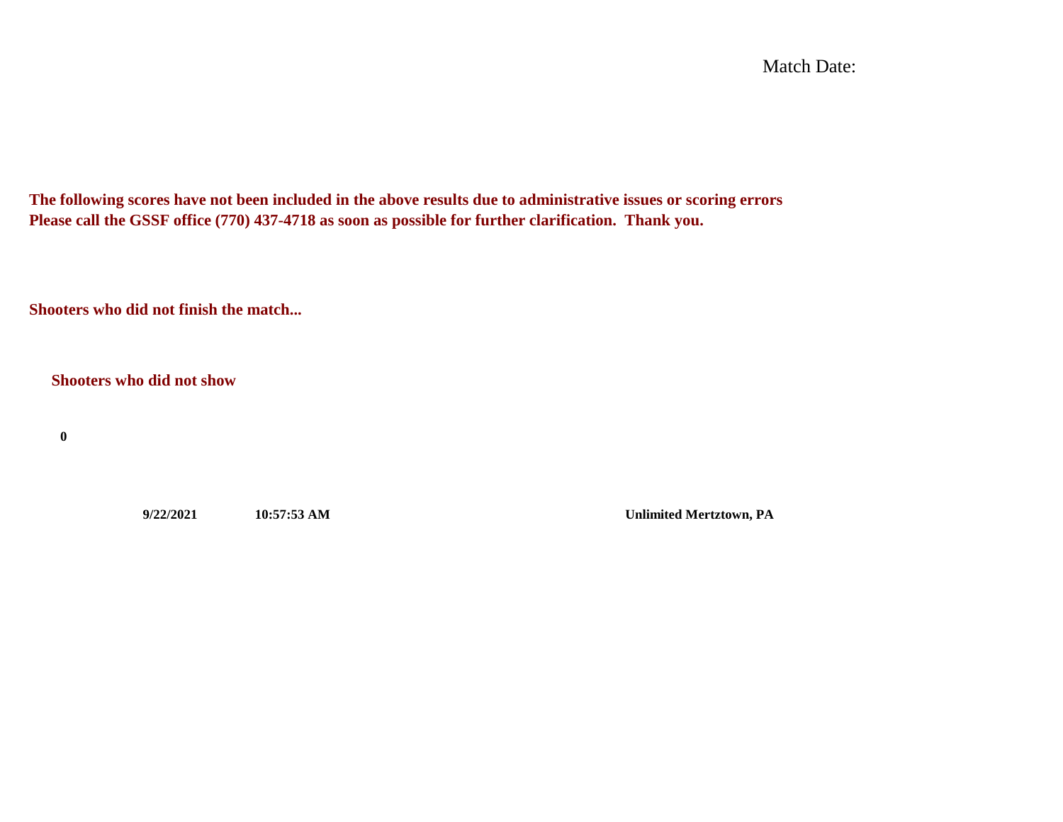Match Date:

**The following scores have not been included in the above results due to administrative issues or scoring errors**
**Please call the GSSF office (770) 437-4718 as soon as possible for further clarification. Thank you.**

**Shooters who did not finish the match...**

**Shooters who did not show**

**0**

**9/22/2021** **10:57:53 AM** **Unlimited Mertztown, PA**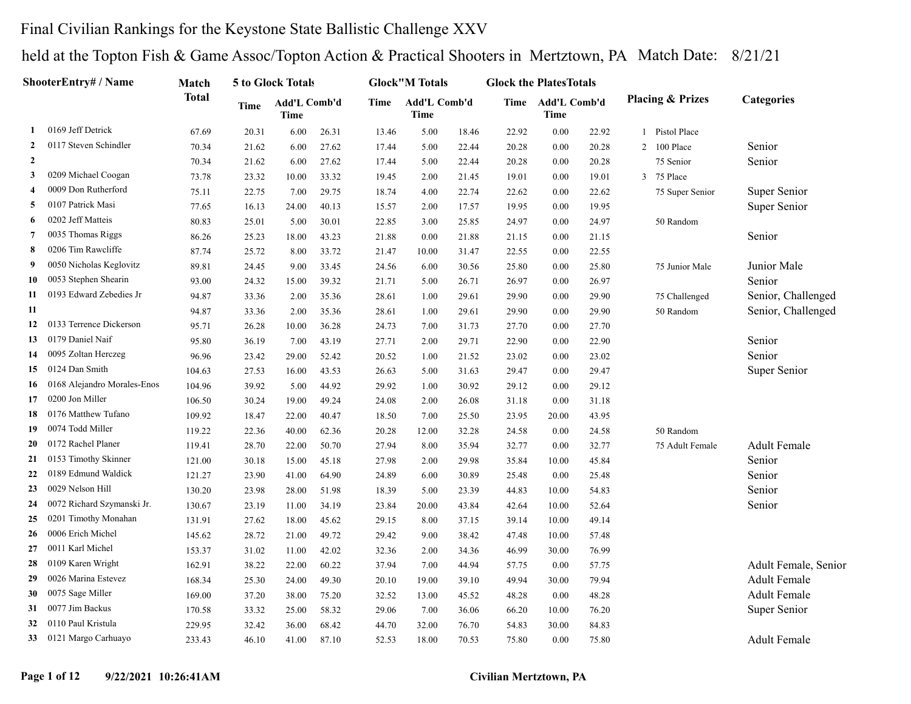# Final Civilian Rankings for the Keystone State Ballistic Challenge XXV

## held at the Topton Fish & Game Assoc/Topton Action & Practical Shooters in Mertztown, PA Match Date: 8/21/21

| | ShooterEntry# / Name | Match Total | 5 to Glock Totals | | | Glock"M Totals | | | Glock the PlatesTotals | | | Placing & Prizes | | Categories |
|---|---|---|---|---|---|---|---|---|---|---|---|---|---|---|
| | | | Time | Add'L Time | Comb'd | Time | Add'L Time | Comb'd | Time | Add'L Time | Comb'd | | | |
| 1 | 0169 Jeff Detrick | 67.69 | 20.31 | 6.00 | 26.31 | 13.46 | 5.00 | 18.46 | 22.92 | 0.00 | 22.92 | 1 | Pistol Place | |
| 2 | 0117 Steven Schindler | 70.34 | 21.62 | 6.00 | 27.62 | 17.44 | 5.00 | 22.44 | 20.28 | 0.00 | 20.28 | 2 | 100 Place | Senior |
| 2 | | 70.34 | 21.62 | 6.00 | 27.62 | 17.44 | 5.00 | 22.44 | 20.28 | 0.00 | 20.28 | | 75 Senior | Senior |
| 3 | 0209 Michael Coogan | 73.78 | 23.32 | 10.00 | 33.32 | 19.45 | 2.00 | 21.45 | 19.01 | 0.00 | 19.01 | 3 | 75 Place | |
| 4 | 0009 Don Rutherford | 75.11 | 22.75 | 7.00 | 29.75 | 18.74 | 4.00 | 22.74 | 22.62 | 0.00 | 22.62 | | 75 Super Senior | Super Senior |
| 5 | 0107 Patrick Masi | 77.65 | 16.13 | 24.00 | 40.13 | 15.57 | 2.00 | 17.57 | 19.95 | 0.00 | 19.95 | | | Super Senior |
| 6 | 0202 Jeff Matteis | 80.83 | 25.01 | 5.00 | 30.01 | 22.85 | 3.00 | 25.85 | 24.97 | 0.00 | 24.97 | | 50 Random | |
| 7 | 0035 Thomas Riggs | 86.26 | 25.23 | 18.00 | 43.23 | 21.88 | 0.00 | 21.88 | 21.15 | 0.00 | 21.15 | | | Senior |
| 8 | 0206 Tim Rawcliffe | 87.74 | 25.72 | 8.00 | 33.72 | 21.47 | 10.00 | 31.47 | 22.55 | 0.00 | 22.55 | | | |
| 9 | 0050 Nicholas Keglovitz | 89.81 | 24.45 | 9.00 | 33.45 | 24.56 | 6.00 | 30.56 | 25.80 | 0.00 | 25.80 | | 75 Junior Male | Junior Male |
| 10 | 0053 Stephen Shearin | 93.00 | 24.32 | 15.00 | 39.32 | 21.71 | 5.00 | 26.71 | 26.97 | 0.00 | 26.97 | | | Senior |
| 11 | 0193 Edward Zebedies Jr | 94.87 | 33.36 | 2.00 | 35.36 | 28.61 | 1.00 | 29.61 | 29.90 | 0.00 | 29.90 | | 75 Challenged | Senior, Challenged |
| 11 | | 94.87 | 33.36 | 2.00 | 35.36 | 28.61 | 1.00 | 29.61 | 29.90 | 0.00 | 29.90 | | 50 Random | Senior, Challenged |
| 12 | 0133 Terrence Dickerson | 95.71 | 26.28 | 10.00 | 36.28 | 24.73 | 7.00 | 31.73 | 27.70 | 0.00 | 27.70 | | | |
| 13 | 0179 Daniel Naif | 95.80 | 36.19 | 7.00 | 43.19 | 27.71 | 2.00 | 29.71 | 22.90 | 0.00 | 22.90 | | | Senior |
| 14 | 0095 Zoltan Herczeg | 96.96 | 23.42 | 29.00 | 52.42 | 20.52 | 1.00 | 21.52 | 23.02 | 0.00 | 23.02 | | | Senior |
| 15 | 0124 Dan Smith | 104.63 | 27.53 | 16.00 | 43.53 | 26.63 | 5.00 | 31.63 | 29.47 | 0.00 | 29.47 | | | Super Senior |
| 16 | 0168 Alejandro Morales-Enos | 104.96 | 39.92 | 5.00 | 44.92 | 29.92 | 1.00 | 30.92 | 29.12 | 0.00 | 29.12 | | | |
| 17 | 0200 Jon Miller | 106.50 | 30.24 | 19.00 | 49.24 | 24.08 | 2.00 | 26.08 | 31.18 | 0.00 | 31.18 | | | |
| 18 | 0176 Matthew Tufano | 109.92 | 18.47 | 22.00 | 40.47 | 18.50 | 7.00 | 25.50 | 23.95 | 20.00 | 43.95 | | | |
| 19 | 0074 Todd Miller | 119.22 | 22.36 | 40.00 | 62.36 | 20.28 | 12.00 | 32.28 | 24.58 | 0.00 | 24.58 | | 50 Random | |
| 20 | 0172 Rachel Planer | 119.41 | 28.70 | 22.00 | 50.70 | 27.94 | 8.00 | 35.94 | 32.77 | 0.00 | 32.77 | | 75 Adult Female | Adult Female |
| 21 | 0153 Timothy Skinner | 121.00 | 30.18 | 15.00 | 45.18 | 27.98 | 2.00 | 29.98 | 35.84 | 10.00 | 45.84 | | | Senior |
| 22 | 0189 Edmund Waldick | 121.27 | 23.90 | 41.00 | 64.90 | 24.89 | 6.00 | 30.89 | 25.48 | 0.00 | 25.48 | | | Senior |
| 23 | 0029 Nelson Hill | 130.20 | 23.98 | 28.00 | 51.98 | 18.39 | 5.00 | 23.39 | 44.83 | 10.00 | 54.83 | | | Senior |
| 24 | 0072 Richard Szymanski Jr. | 130.67 | 23.19 | 11.00 | 34.19 | 23.84 | 20.00 | 43.84 | 42.64 | 10.00 | 52.64 | | | Senior |
| 25 | 0201 Timothy Monahan | 131.91 | 27.62 | 18.00 | 45.62 | 29.15 | 8.00 | 37.15 | 39.14 | 10.00 | 49.14 | | | |
| 26 | 0006 Erich Michel | 145.62 | 28.72 | 21.00 | 49.72 | 29.42 | 9.00 | 38.42 | 47.48 | 10.00 | 57.48 | | | |
| 27 | 0011 Karl Michel | 153.37 | 31.02 | 11.00 | 42.02 | 32.36 | 2.00 | 34.36 | 46.99 | 30.00 | 76.99 | | | |
| 28 | 0109 Karen Wright | 162.91 | 38.22 | 22.00 | 60.22 | 37.94 | 7.00 | 44.94 | 57.75 | 0.00 | 57.75 | | | Adult Female, Senior |
| 29 | 0026 Marina Estevez | 168.34 | 25.30 | 24.00 | 49.30 | 20.10 | 19.00 | 39.10 | 49.94 | 30.00 | 79.94 | | | Adult Female |
| 30 | 0075 Sage Miller | 169.00 | 37.20 | 38.00 | 75.20 | 32.52 | 13.00 | 45.52 | 48.28 | 0.00 | 48.28 | | | Adult Female |
| 31 | 0077 Jim Backus | 170.58 | 33.32 | 25.00 | 58.32 | 29.06 | 7.00 | 36.06 | 66.20 | 10.00 | 76.20 | | | Super Senior |
| 32 | 0110 Paul Kristula | 229.95 | 32.42 | 36.00 | 68.42 | 44.70 | 32.00 | 76.70 | 54.83 | 30.00 | 84.83 | | | |
| 33 | 0121 Margo Carhuayo | 233.43 | 46.10 | 41.00 | 87.10 | 52.53 | 18.00 | 70.53 | 75.80 | 0.00 | 75.80 | | | Adult Female |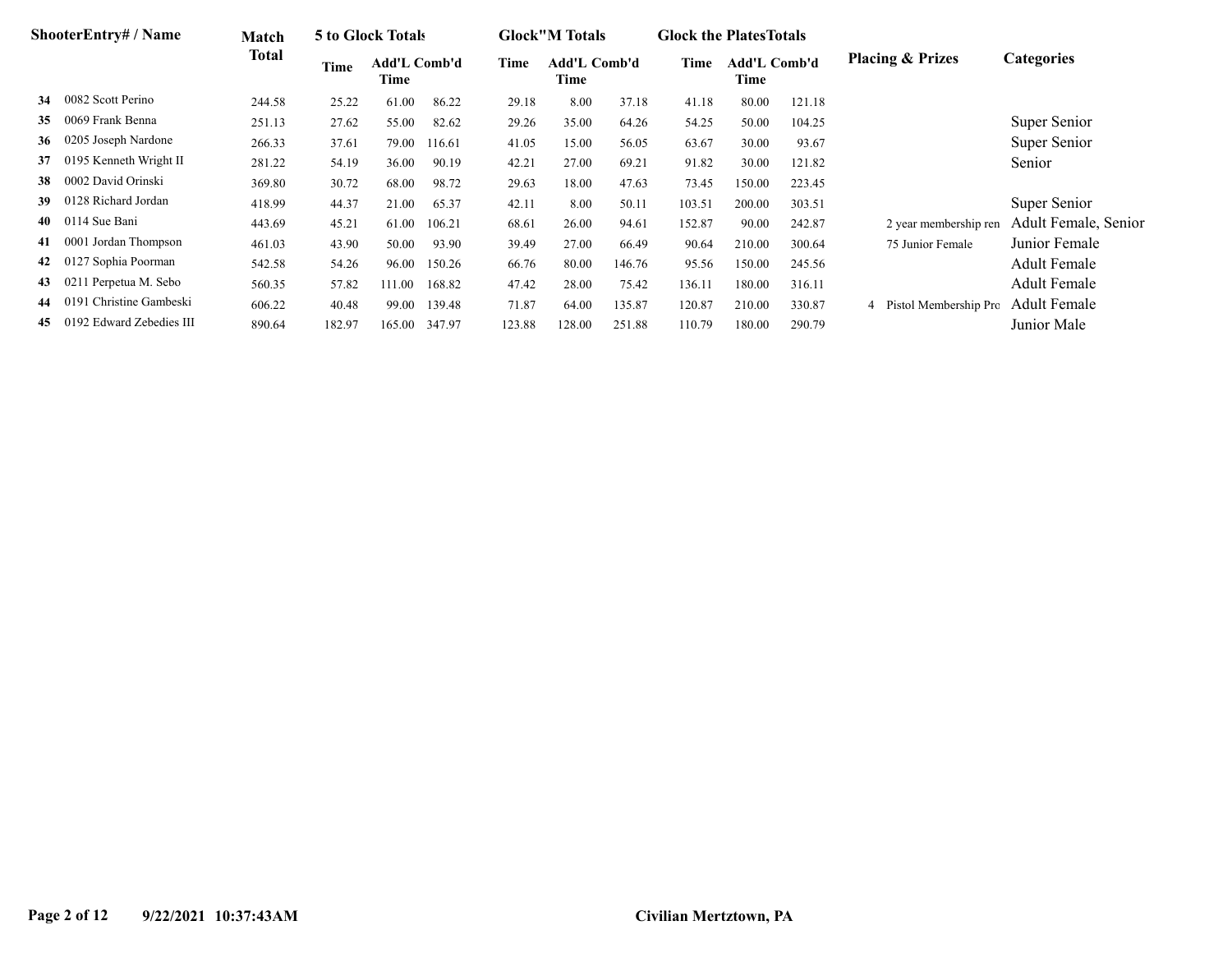| | ShooterEntry# / Name | Match Total | 5 to Glock Totals | | | Glock"M Totals | | | Glock the PlatesTotals | | | Placing & Prizes | Categories |
|---|---|---|---|---|---|---|---|---|---|---|---|---|---|
| | | | Time | Add'L Time | Comb'd | Time | Add'L Time | Comb'd | Time | Add'L Time | Comb'd | | |
| 34 | 0082 Scott Perino | 244.58 | 25.22 | 61.00 | 86.22 | 29.18 | 8.00 | 37.18 | 41.18 | 80.00 | 121.18 | | |
| 35 | 0069 Frank Benna | 251.13 | 27.62 | 55.00 | 82.62 | 29.26 | 35.00 | 64.26 | 54.25 | 50.00 | 104.25 | | Super Senior |
| 36 | 0205 Joseph Nardone | 266.33 | 37.61 | 79.00 | 116.61 | 41.05 | 15.00 | 56.05 | 63.67 | 30.00 | 93.67 | | Super Senior |
| 37 | 0195 Kenneth Wright II | 281.22 | 54.19 | 36.00 | 90.19 | 42.21 | 27.00 | 69.21 | 91.82 | 30.00 | 121.82 | | Senior |
| 38 | 0002 David Orinski | 369.80 | 30.72 | 68.00 | 98.72 | 29.63 | 18.00 | 47.63 | 73.45 | 150.00 | 223.45 | | |
| 39 | 0128 Richard Jordan | 418.99 | 44.37 | 21.00 | 65.37 | 42.11 | 8.00 | 50.11 | 103.51 | 200.00 | 303.51 | | Super Senior |
| 40 | 0114 Sue Bani | 443.69 | 45.21 | 61.00 | 106.21 | 68.61 | 26.00 | 94.61 | 152.87 | 90.00 | 242.87 | 2 year membership ren | Adult Female, Senior |
| 41 | 0001 Jordan Thompson | 461.03 | 43.90 | 50.00 | 93.90 | 39.49 | 27.00 | 66.49 | 90.64 | 210.00 | 300.64 | 75 Junior Female | Junior Female |
| 42 | 0127 Sophia Poorman | 542.58 | 54.26 | 96.00 | 150.26 | 66.76 | 80.00 | 146.76 | 95.56 | 150.00 | 245.56 | | Adult Female |
| 43 | 0211 Perpetua M. Sebo | 560.35 | 57.82 | 111.00 | 168.82 | 47.42 | 28.00 | 75.42 | 136.11 | 180.00 | 316.11 | | Adult Female |
| 44 | 0191 Christine Gambeski | 606.22 | 40.48 | 99.00 | 139.48 | 71.87 | 64.00 | 135.87 | 120.87 | 210.00 | 330.87 | 4 Pistol Membership Pro | Adult Female |
| 45 | 0192 Edward Zebedies III | 890.64 | 182.97 | 165.00 | 347.97 | 123.88 | 128.00 | 251.88 | 110.79 | 180.00 | 290.79 | | Junior Male |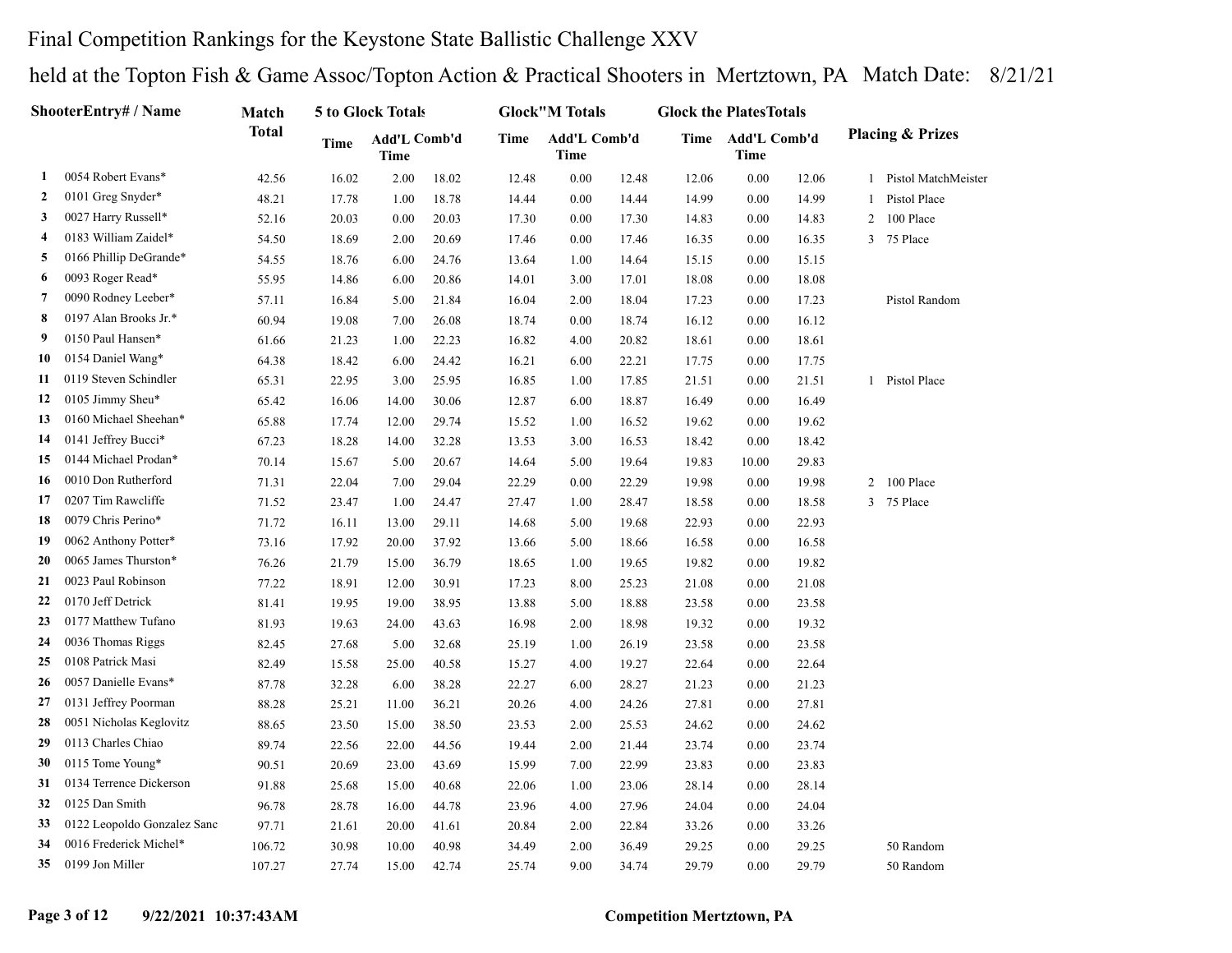Final Competition Rankings for the Keystone State Ballistic Challenge XXV

held at the Topton Fish & Game Assoc/Topton Action & Practical Shooters in Mertztown, PA Match Date: 8/21/21

| | ShooterEntry# / Name | Match Total | 5 to Glock Totals | | | Glock"M Totals | | | Glock the PlatesTotals | | | Placing & Prizes | |
|---|---|---|---|---|---|---|---|---|---|---|---|---|---|
| | | | Time | Add'L Time | Comb'd | Time | Add'L Time | Comb'd | Time | Add'L Time | Comb'd | | |
| 1 | 0054 Robert Evans* | 42.56 | 16.02 | 2.00 | 18.02 | 12.48 | 0.00 | 12.48 | 12.06 | 0.00 | 12.06 | 1 | Pistol MatchMeister |
| 2 | 0101 Greg Snyder* | 48.21 | 17.78 | 1.00 | 18.78 | 14.44 | 0.00 | 14.44 | 14.99 | 0.00 | 14.99 | 1 | Pistol Place |
| 3 | 0027 Harry Russell* | 52.16 | 20.03 | 0.00 | 20.03 | 17.30 | 0.00 | 17.30 | 14.83 | 0.00 | 14.83 | 2 | 100 Place |
| 4 | 0183 William Zaidel* | 54.50 | 18.69 | 2.00 | 20.69 | 17.46 | 0.00 | 17.46 | 16.35 | 0.00 | 16.35 | 3 | 75 Place |
| 5 | 0166 Phillip DeGrande* | 54.55 | 18.76 | 6.00 | 24.76 | 13.64 | 1.00 | 14.64 | 15.15 | 0.00 | 15.15 | | |
| 6 | 0093 Roger Read* | 55.95 | 14.86 | 6.00 | 20.86 | 14.01 | 3.00 | 17.01 | 18.08 | 0.00 | 18.08 | | |
| 7 | 0090 Rodney Leeber* | 57.11 | 16.84 | 5.00 | 21.84 | 16.04 | 2.00 | 18.04 | 17.23 | 0.00 | 17.23 | | Pistol Random |
| 8 | 0197 Alan Brooks Jr.* | 60.94 | 19.08 | 7.00 | 26.08 | 18.74 | 0.00 | 18.74 | 16.12 | 0.00 | 16.12 | | |
| 9 | 0150 Paul Hansen* | 61.66 | 21.23 | 1.00 | 22.23 | 16.82 | 4.00 | 20.82 | 18.61 | 0.00 | 18.61 | | |
| 10 | 0154 Daniel Wang* | 64.38 | 18.42 | 6.00 | 24.42 | 16.21 | 6.00 | 22.21 | 17.75 | 0.00 | 17.75 | | |
| 11 | 0119 Steven Schindler | 65.31 | 22.95 | 3.00 | 25.95 | 16.85 | 1.00 | 17.85 | 21.51 | 0.00 | 21.51 | 1 | Pistol Place |
| 12 | 0105 Jimmy Sheu* | 65.42 | 16.06 | 14.00 | 30.06 | 12.87 | 6.00 | 18.87 | 16.49 | 0.00 | 16.49 | | |
| 13 | 0160 Michael Sheehan* | 65.88 | 17.74 | 12.00 | 29.74 | 15.52 | 1.00 | 16.52 | 19.62 | 0.00 | 19.62 | | |
| 14 | 0141 Jeffrey Bucci* | 67.23 | 18.28 | 14.00 | 32.28 | 13.53 | 3.00 | 16.53 | 18.42 | 0.00 | 18.42 | | |
| 15 | 0144 Michael Prodan* | 70.14 | 15.67 | 5.00 | 20.67 | 14.64 | 5.00 | 19.64 | 19.83 | 10.00 | 29.83 | | |
| 16 | 0010 Don Rutherford | 71.31 | 22.04 | 7.00 | 29.04 | 22.29 | 0.00 | 22.29 | 19.98 | 0.00 | 19.98 | 2 | 100 Place |
| 17 | 0207 Tim Rawcliffe | 71.52 | 23.47 | 1.00 | 24.47 | 27.47 | 1.00 | 28.47 | 18.58 | 0.00 | 18.58 | 3 | 75 Place |
| 18 | 0079 Chris Perino* | 71.72 | 16.11 | 13.00 | 29.11 | 14.68 | 5.00 | 19.68 | 22.93 | 0.00 | 22.93 | | |
| 19 | 0062 Anthony Potter* | 73.16 | 17.92 | 20.00 | 37.92 | 13.66 | 5.00 | 18.66 | 16.58 | 0.00 | 16.58 | | |
| 20 | 0065 James Thurston* | 76.26 | 21.79 | 15.00 | 36.79 | 18.65 | 1.00 | 19.65 | 19.82 | 0.00 | 19.82 | | |
| 21 | 0023 Paul Robinson | 77.22 | 18.91 | 12.00 | 30.91 | 17.23 | 8.00 | 25.23 | 21.08 | 0.00 | 21.08 | | |
| 22 | 0170 Jeff Detrick | 81.41 | 19.95 | 19.00 | 38.95 | 13.88 | 5.00 | 18.88 | 23.58 | 0.00 | 23.58 | | |
| 23 | 0177 Matthew Tufano | 81.93 | 19.63 | 24.00 | 43.63 | 16.98 | 2.00 | 18.98 | 19.32 | 0.00 | 19.32 | | |
| 24 | 0036 Thomas Riggs | 82.45 | 27.68 | 5.00 | 32.68 | 25.19 | 1.00 | 26.19 | 23.58 | 0.00 | 23.58 | | |
| 25 | 0108 Patrick Masi | 82.49 | 15.58 | 25.00 | 40.58 | 15.27 | 4.00 | 19.27 | 22.64 | 0.00 | 22.64 | | |
| 26 | 0057 Danielle Evans* | 87.78 | 32.28 | 6.00 | 38.28 | 22.27 | 6.00 | 28.27 | 21.23 | 0.00 | 21.23 | | |
| 27 | 0131 Jeffrey Poorman | 88.28 | 25.21 | 11.00 | 36.21 | 20.26 | 4.00 | 24.26 | 27.81 | 0.00 | 27.81 | | |
| 28 | 0051 Nicholas Keglovitz | 88.65 | 23.50 | 15.00 | 38.50 | 23.53 | 2.00 | 25.53 | 24.62 | 0.00 | 24.62 | | |
| 29 | 0113 Charles Chiao | 89.74 | 22.56 | 22.00 | 44.56 | 19.44 | 2.00 | 21.44 | 23.74 | 0.00 | 23.74 | | |
| 30 | 0115 Tome Young* | 90.51 | 20.69 | 23.00 | 43.69 | 15.99 | 7.00 | 22.99 | 23.83 | 0.00 | 23.83 | | |
| 31 | 0134 Terrence Dickerson | 91.88 | 25.68 | 15.00 | 40.68 | 22.06 | 1.00 | 23.06 | 28.14 | 0.00 | 28.14 | | |
| 32 | 0125 Dan Smith | 96.78 | 28.78 | 16.00 | 44.78 | 23.96 | 4.00 | 27.96 | 24.04 | 0.00 | 24.04 | | |
| 33 | 0122 Leopoldo Gonzalez Sanc | 97.71 | 21.61 | 20.00 | 41.61 | 20.84 | 2.00 | 22.84 | 33.26 | 0.00 | 33.26 | | |
| 34 | 0016 Frederick Michel* | 106.72 | 30.98 | 10.00 | 40.98 | 34.49 | 2.00 | 36.49 | 29.25 | 0.00 | 29.25 | | 50 Random |
| 35 | 0199 Jon Miller | 107.27 | 27.74 | 15.00 | 42.74 | 25.74 | 9.00 | 34.74 | 29.79 | 0.00 | 29.79 | | 50 Random |

9/22/2021 10:37:43AM Competition Mertztown, PA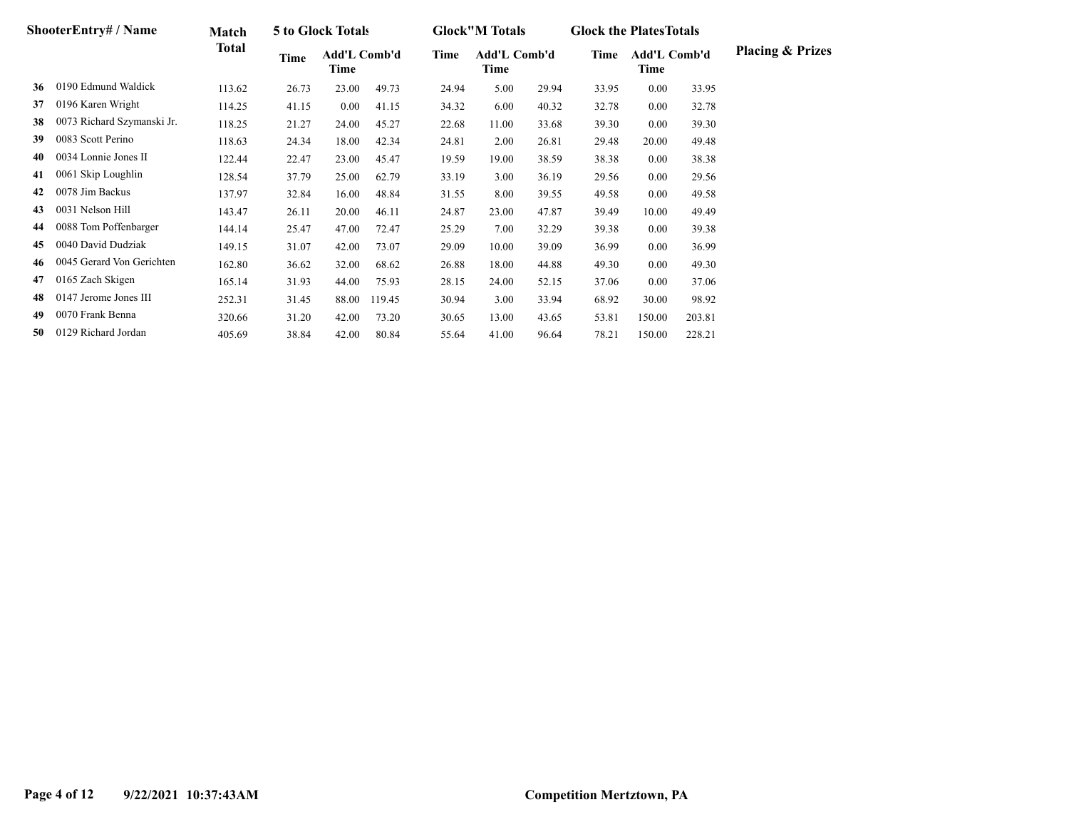| | ShooterEntry# / Name | Match Total | 5 to Glock Totals | | | Glock"M Totals | | | Glock the PlatesTotals | | | Placing & Prizes |
|---|---|---|---|---|---|---|---|---|---|---|---|---|
| | | | Time | Add'L Time | Comb'd | Time | Add'L Time | Comb'd | Time | Add'L Time | Comb'd | |
| 36 | 0190 Edmund Waldick | 113.62 | 26.73 | 23.00 | 49.73 | 24.94 | 5.00 | 29.94 | 33.95 | 0.00 | 33.95 | |
| 37 | 0196 Karen Wright | 114.25 | 41.15 | 0.00 | 41.15 | 34.32 | 6.00 | 40.32 | 32.78 | 0.00 | 32.78 | |
| 38 | 0073 Richard Szymanski Jr. | 118.25 | 21.27 | 24.00 | 45.27 | 22.68 | 11.00 | 33.68 | 39.30 | 0.00 | 39.30 | |
| 39 | 0083 Scott Perino | 118.63 | 24.34 | 18.00 | 42.34 | 24.81 | 2.00 | 26.81 | 29.48 | 20.00 | 49.48 | |
| 40 | 0034 Lonnie Jones II | 122.44 | 22.47 | 23.00 | 45.47 | 19.59 | 19.00 | 38.59 | 38.38 | 0.00 | 38.38 | |
| 41 | 0061 Skip Loughlin | 128.54 | 37.79 | 25.00 | 62.79 | 33.19 | 3.00 | 36.19 | 29.56 | 0.00 | 29.56 | |
| 42 | 0078 Jim Backus | 137.97 | 32.84 | 16.00 | 48.84 | 31.55 | 8.00 | 39.55 | 49.58 | 0.00 | 49.58 | |
| 43 | 0031 Nelson Hill | 143.47 | 26.11 | 20.00 | 46.11 | 24.87 | 23.00 | 47.87 | 39.49 | 10.00 | 49.49 | |
| 44 | 0088 Tom Poffenbarger | 144.14 | 25.47 | 47.00 | 72.47 | 25.29 | 7.00 | 32.29 | 39.38 | 0.00 | 39.38 | |
| 45 | 0040 David Dudziak | 149.15 | 31.07 | 42.00 | 73.07 | 29.09 | 10.00 | 39.09 | 36.99 | 0.00 | 36.99 | |
| 46 | 0045 Gerard Von Gerichten | 162.80 | 36.62 | 32.00 | 68.62 | 26.88 | 18.00 | 44.88 | 49.30 | 0.00 | 49.30 | |
| 47 | 0165 Zach Skigen | 165.14 | 31.93 | 44.00 | 75.93 | 28.15 | 24.00 | 52.15 | 37.06 | 0.00 | 37.06 | |
| 48 | 0147 Jerome Jones III | 252.31 | 31.45 | 88.00 | 119.45 | 30.94 | 3.00 | 33.94 | 68.92 | 30.00 | 98.92 | |
| 49 | 0070 Frank Benna | 320.66 | 31.20 | 42.00 | 73.20 | 30.65 | 13.00 | 43.65 | 53.81 | 150.00 | 203.81 | |
| 50 | 0129 Richard Jordan | 405.69 | 38.84 | 42.00 | 80.84 | 55.64 | 41.00 | 96.64 | 78.21 | 150.00 | 228.21 | |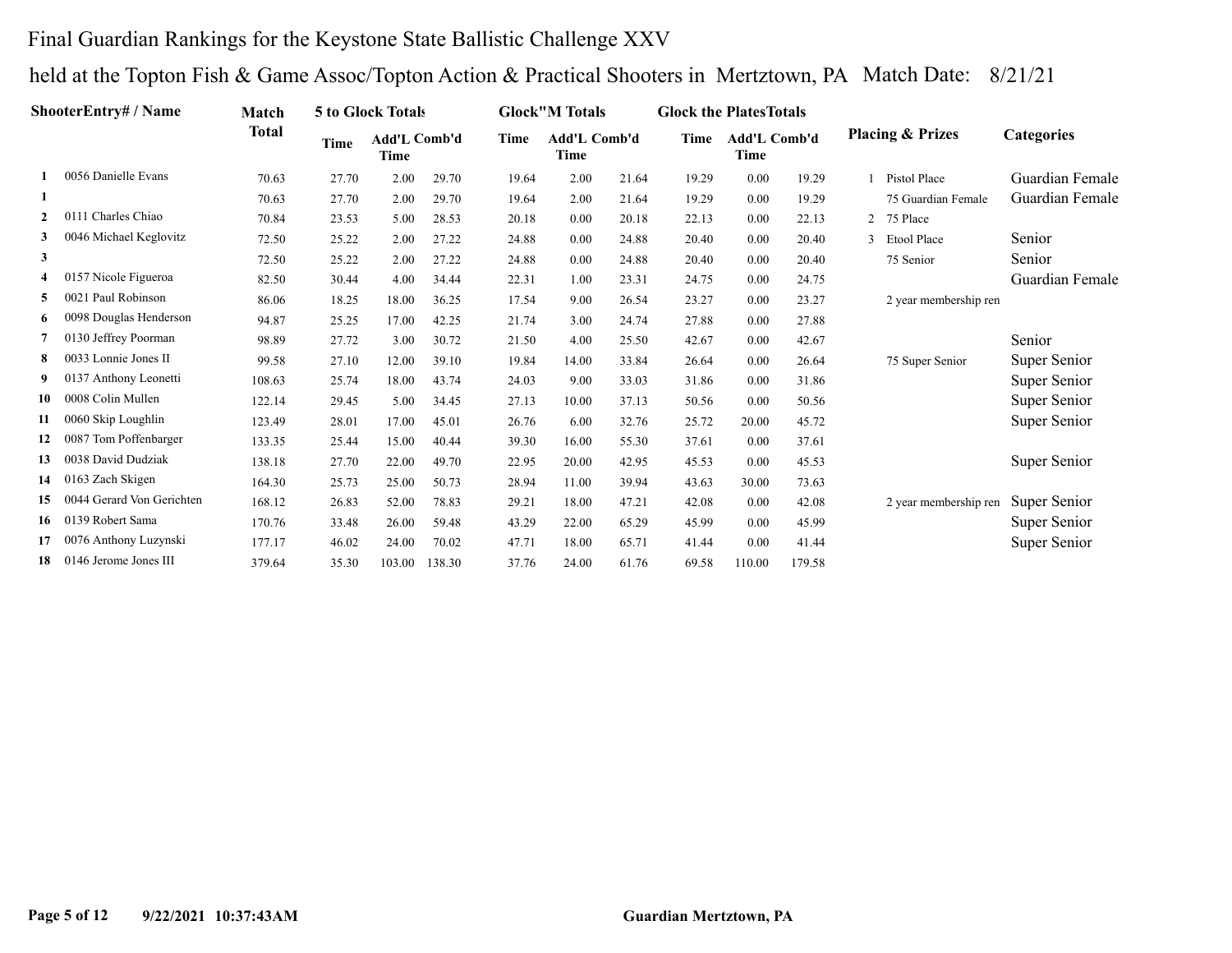Final Guardian Rankings for the Keystone State Ballistic Challenge XXV

held at the Topton Fish & Game Assoc/Topton Action & Practical Shooters in Mertztown, PA Match Date: 8/21/21

| | ShooterEntry# / Name | Match Total | 5 to Glock Totals | | | Glock"M Totals | | | Glock the PlatesTotals | | | Placing & Prizes | | Categories |
|---|---|---|---|---|---|---|---|---|---|---|---|---|---|---|
| | | | Time | Add'L Time | Comb'd | Time | Add'L Time | Comb'd | Time | Add'L Time | Comb'd | | | |
| 1 | 0056 Danielle Evans | 70.63 | 27.70 | 2.00 | 29.70 | 19.64 | 2.00 | 21.64 | 19.29 | 0.00 | 19.29 | 1 | Pistol Place | Guardian Female |
| 1 | | 70.63 | 27.70 | 2.00 | 29.70 | 19.64 | 2.00 | 21.64 | 19.29 | 0.00 | 19.29 | | 75 Guardian Female | Guardian Female |
| 2 | 0111 Charles Chiao | 70.84 | 23.53 | 5.00 | 28.53 | 20.18 | 0.00 | 20.18 | 22.13 | 0.00 | 22.13 | 2 | 75 Place | |
| 3 | 0046 Michael Keglovitz | 72.50 | 25.22 | 2.00 | 27.22 | 24.88 | 0.00 | 24.88 | 20.40 | 0.00 | 20.40 | 3 | Etool Place | Senior |
| 3 | | 72.50 | 25.22 | 2.00 | 27.22 | 24.88 | 0.00 | 24.88 | 20.40 | 0.00 | 20.40 | | 75 Senior | Senior |
| 4 | 0157 Nicole Figueroa | 82.50 | 30.44 | 4.00 | 34.44 | 22.31 | 1.00 | 23.31 | 24.75 | 0.00 | 24.75 | | | Guardian Female |
| 5 | 0021 Paul Robinson | 86.06 | 18.25 | 18.00 | 36.25 | 17.54 | 9.00 | 26.54 | 23.27 | 0.00 | 23.27 | | 2 year membership ren | |
| 6 | 0098 Douglas Henderson | 94.87 | 25.25 | 17.00 | 42.25 | 21.74 | 3.00 | 24.74 | 27.88 | 0.00 | 27.88 | | | |
| 7 | 0130 Jeffrey Poorman | 98.89 | 27.72 | 3.00 | 30.72 | 21.50 | 4.00 | 25.50 | 42.67 | 0.00 | 42.67 | | | Senior |
| 8 | 0033 Lonnie Jones II | 99.58 | 27.10 | 12.00 | 39.10 | 19.84 | 14.00 | 33.84 | 26.64 | 0.00 | 26.64 | | 75 Super Senior | Super Senior |
| 9 | 0137 Anthony Leonetti | 108.63 | 25.74 | 18.00 | 43.74 | 24.03 | 9.00 | 33.03 | 31.86 | 0.00 | 31.86 | | | Super Senior |
| 10 | 0008 Colin Mullen | 122.14 | 29.45 | 5.00 | 34.45 | 27.13 | 10.00 | 37.13 | 50.56 | 0.00 | 50.56 | | | Super Senior |
| 11 | 0060 Skip Loughlin | 123.49 | 28.01 | 17.00 | 45.01 | 26.76 | 6.00 | 32.76 | 25.72 | 20.00 | 45.72 | | | Super Senior |
| 12 | 0087 Tom Poffenbarger | 133.35 | 25.44 | 15.00 | 40.44 | 39.30 | 16.00 | 55.30 | 37.61 | 0.00 | 37.61 | | | |
| 13 | 0038 David Dudziak | 138.18 | 27.70 | 22.00 | 49.70 | 22.95 | 20.00 | 42.95 | 45.53 | 0.00 | 45.53 | | | Super Senior |
| 14 | 0163 Zach Skigen | 164.30 | 25.73 | 25.00 | 50.73 | 28.94 | 11.00 | 39.94 | 43.63 | 30.00 | 73.63 | | | |
| 15 | 0044 Gerard Von Gerichten | 168.12 | 26.83 | 52.00 | 78.83 | 29.21 | 18.00 | 47.21 | 42.08 | 0.00 | 42.08 | | 2 year membership ren | Super Senior |
| 16 | 0139 Robert Sama | 170.76 | 33.48 | 26.00 | 59.48 | 43.29 | 22.00 | 65.29 | 45.99 | 0.00 | 45.99 | | | Super Senior |
| 17 | 0076 Anthony Luzynski | 177.17 | 46.02 | 24.00 | 70.02 | 47.71 | 18.00 | 65.71 | 41.44 | 0.00 | 41.44 | | | Super Senior |
| 18 | 0146 Jerome Jones III | 379.64 | 35.30 | 103.00 | 138.30 | 37.76 | 24.00 | 61.76 | 69.58 | 110.00 | 179.58 | | | |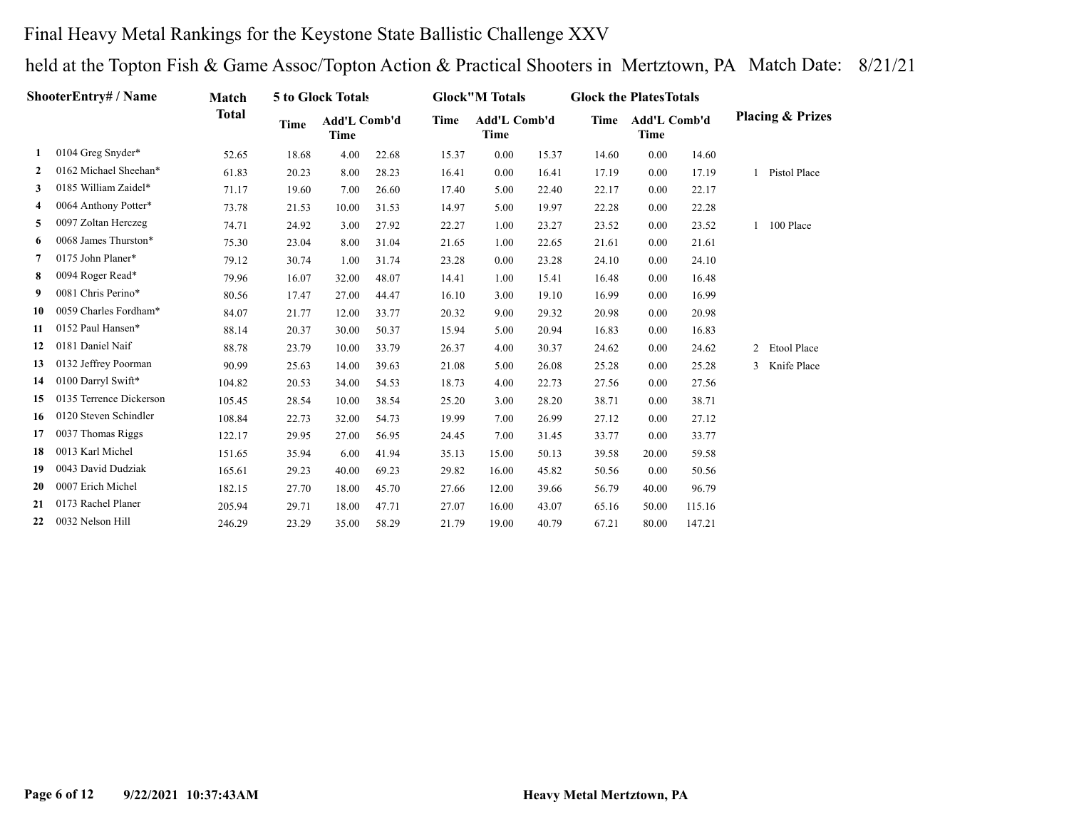# Final Heavy Metal Rankings for the Keystone State Ballistic Challenge XXV

## held at the Topton Fish & Game Assoc/Topton Action & Practical Shooters in Mertztown, PA Match Date: 8/21/21

| | ShooterEntry# / Name | Match Total | 5 to Glock Totals | | | Glock"M Totals | | | Glock the PlatesTotals | | | Placing & Prizes |
|---|---|---|---|---|---|---|---|---|---|---|---|---|
| | | | Time | Add'L Time | Comb'd | Time | Add'L Time | Comb'd | Time | Add'L Time | Comb'd | |
| 1 | 0104 Greg Snyder* | 52.65 | 18.68 | 4.00 | 22.68 | 15.37 | 0.00 | 15.37 | 14.60 | 0.00 | 14.60 | |
| 2 | 0162 Michael Sheehan* | 61.83 | 20.23 | 8.00 | 28.23 | 16.41 | 0.00 | 16.41 | 17.19 | 0.00 | 17.19 | 1 Pistol Place |
| 3 | 0185 William Zaidel* | 71.17 | 19.60 | 7.00 | 26.60 | 17.40 | 5.00 | 22.40 | 22.17 | 0.00 | 22.17 | |
| 4 | 0064 Anthony Potter* | 73.78 | 21.53 | 10.00 | 31.53 | 14.97 | 5.00 | 19.97 | 22.28 | 0.00 | 22.28 | |
| 5 | 0097 Zoltan Herczeg | 74.71 | 24.92 | 3.00 | 27.92 | 22.27 | 1.00 | 23.27 | 23.52 | 0.00 | 23.52 | 1 100 Place |
| 6 | 0068 James Thurston* | 75.30 | 23.04 | 8.00 | 31.04 | 21.65 | 1.00 | 22.65 | 21.61 | 0.00 | 21.61 | |
| 7 | 0175 John Planer* | 79.12 | 30.74 | 1.00 | 31.74 | 23.28 | 0.00 | 23.28 | 24.10 | 0.00 | 24.10 | |
| 8 | 0094 Roger Read* | 79.96 | 16.07 | 32.00 | 48.07 | 14.41 | 1.00 | 15.41 | 16.48 | 0.00 | 16.48 | |
| 9 | 0081 Chris Perino* | 80.56 | 17.47 | 27.00 | 44.47 | 16.10 | 3.00 | 19.10 | 16.99 | 0.00 | 16.99 | |
| 10 | 0059 Charles Fordham* | 84.07 | 21.77 | 12.00 | 33.77 | 20.32 | 9.00 | 29.32 | 20.98 | 0.00 | 20.98 | |
| 11 | 0152 Paul Hansen* | 88.14 | 20.37 | 30.00 | 50.37 | 15.94 | 5.00 | 20.94 | 16.83 | 0.00 | 16.83 | |
| 12 | 0181 Daniel Naif | 88.78 | 23.79 | 10.00 | 33.79 | 26.37 | 4.00 | 30.37 | 24.62 | 0.00 | 24.62 | 2 Etool Place |
| 13 | 0132 Jeffrey Poorman | 90.99 | 25.63 | 14.00 | 39.63 | 21.08 | 5.00 | 26.08 | 25.28 | 0.00 | 25.28 | 3 Knife Place |
| 14 | 0100 Darryl Swift* | 104.82 | 20.53 | 34.00 | 54.53 | 18.73 | 4.00 | 22.73 | 27.56 | 0.00 | 27.56 | |
| 15 | 0135 Terrence Dickerson | 105.45 | 28.54 | 10.00 | 38.54 | 25.20 | 3.00 | 28.20 | 38.71 | 0.00 | 38.71 | |
| 16 | 0120 Steven Schindler | 108.84 | 22.73 | 32.00 | 54.73 | 19.99 | 7.00 | 26.99 | 27.12 | 0.00 | 27.12 | |
| 17 | 0037 Thomas Riggs | 122.17 | 29.95 | 27.00 | 56.95 | 24.45 | 7.00 | 31.45 | 33.77 | 0.00 | 33.77 | |
| 18 | 0013 Karl Michel | 151.65 | 35.94 | 6.00 | 41.94 | 35.13 | 15.00 | 50.13 | 39.58 | 20.00 | 59.58 | |
| 19 | 0043 David Dudziak | 165.61 | 29.23 | 40.00 | 69.23 | 29.82 | 16.00 | 45.82 | 50.56 | 0.00 | 50.56 | |
| 20 | 0007 Erich Michel | 182.15 | 27.70 | 18.00 | 45.70 | 27.66 | 12.00 | 39.66 | 56.79 | 40.00 | 96.79 | |
| 21 | 0173 Rachel Planer | 205.94 | 29.71 | 18.00 | 47.71 | 27.07 | 16.00 | 43.07 | 65.16 | 50.00 | 115.16 | |
| 22 | 0032 Nelson Hill | 246.29 | 23.29 | 35.00 | 58.29 | 21.79 | 19.00 | 40.79 | 67.21 | 80.00 | 147.21 | |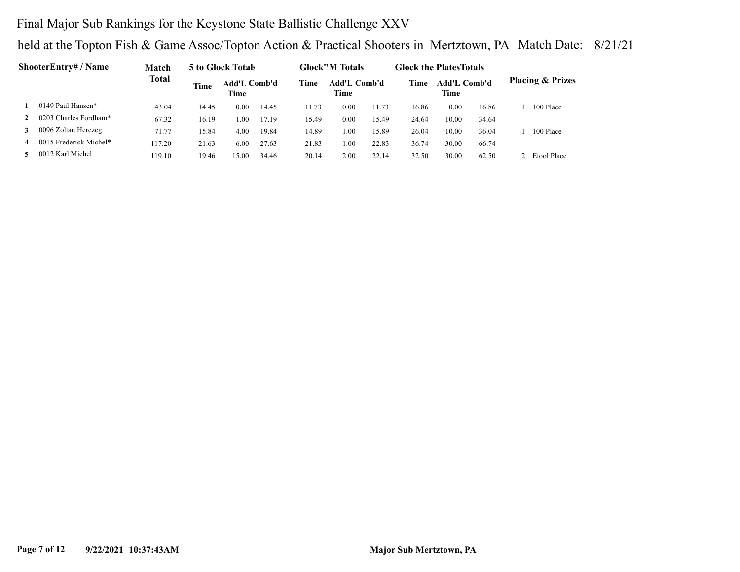# Final Major Sub Rankings for the Keystone State Ballistic Challenge XXV

held at the Topton Fish & Game Assoc/Topton Action & Practical Shooters in Mertztown, PA Match Date: 8/21/21

| | ShooterEntry# / Name | Match Total | 5 to Glock Totals | | | Glock"M Totals | | | Glock the PlatesTotals | | | Placing & Prizes |
|---|---|---|---|---|---|---|---|---|---|---|---|---|
| | | | Time | Add'L Time | Comb'd | Time | Add'L Time | Comb'd | Time | Add'L Time | Comb'd | |
| 1 | 0149 Paul Hansen* | 43.04 | 14.45 | 0.00 | 14.45 | 11.73 | 0.00 | 11.73 | 16.86 | 0.00 | 16.86 | 1 100 Place |
| 2 | 0203 Charles Fordham* | 67.32 | 16.19 | 1.00 | 17.19 | 15.49 | 0.00 | 15.49 | 24.64 | 10.00 | 34.64 | |
| 3 | 0096 Zoltan Herczeg | 71.77 | 15.84 | 4.00 | 19.84 | 14.89 | 1.00 | 15.89 | 26.04 | 10.00 | 36.04 | 1 100 Place |
| 4 | 0015 Frederick Michel* | 117.20 | 21.63 | 6.00 | 27.63 | 21.83 | 1.00 | 22.83 | 36.74 | 30.00 | 66.74 | |
| 5 | 0012 Karl Michel | 119.10 | 19.46 | 15.00 | 34.46 | 20.14 | 2.00 | 22.14 | 32.50 | 30.00 | 62.50 | 2 Etool Place |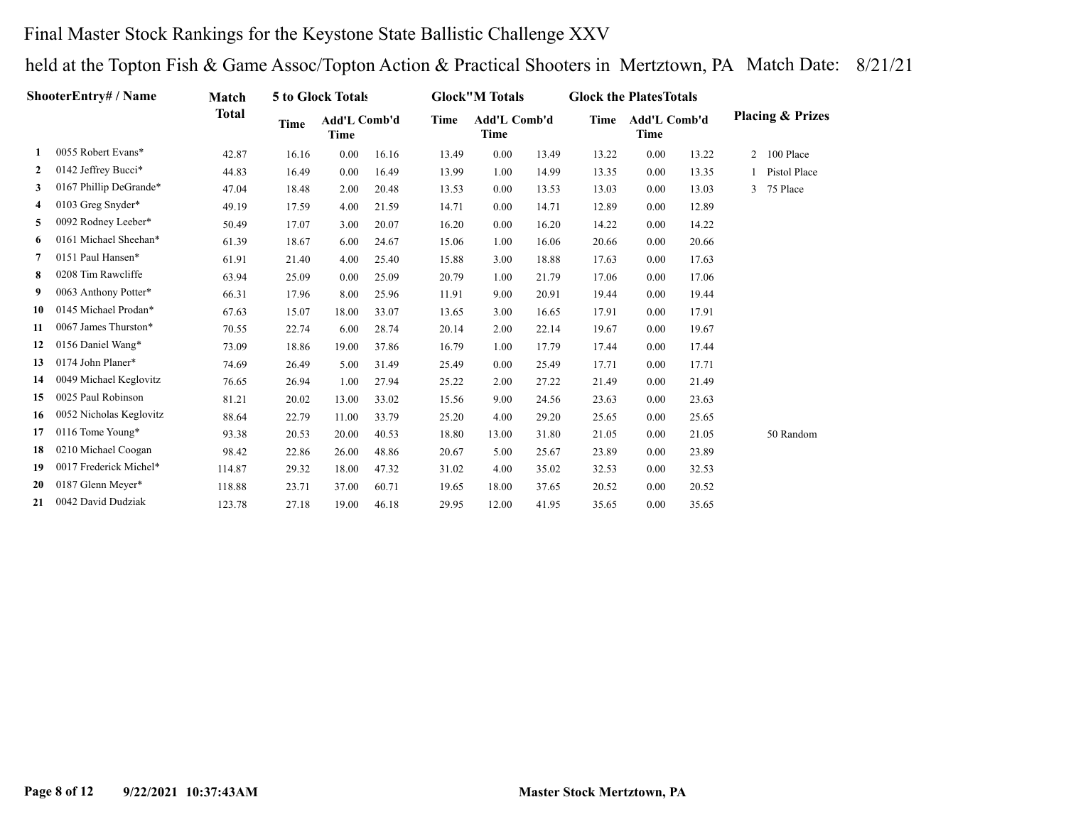Final Master Stock Rankings for the Keystone State Ballistic Challenge XXV

held at the Topton Fish & Game Assoc/Topton Action & Practical Shooters in Mertztown, PA Match Date: 8/21/21

| | ShooterEntry# / Name | Match Total | 5 to Glock Totals | | | Glock"M Totals | | | Glock the PlatesTotals | | | Placing & Prizes |
|---|---|---|---|---|---|---|---|---|---|---|---|---|
| | | | Time | Add'L Time | Comb'd | Time | Add'L Time | Comb'd | Time | Add'L Time | Comb'd | |
| 1 | 0055 Robert Evans* | 42.87 | 16.16 | 0.00 | 16.16 | 13.49 | 0.00 | 13.49 | 13.22 | 0.00 | 13.22 | 2 100 Place |
| 2 | 0142 Jeffrey Bucci* | 44.83 | 16.49 | 0.00 | 16.49 | 13.99 | 1.00 | 14.99 | 13.35 | 0.00 | 13.35 | 1 Pistol Place |
| 3 | 0167 Phillip DeGrande* | 47.04 | 18.48 | 2.00 | 20.48 | 13.53 | 0.00 | 13.53 | 13.03 | 0.00 | 13.03 | 3 75 Place |
| 4 | 0103 Greg Snyder* | 49.19 | 17.59 | 4.00 | 21.59 | 14.71 | 0.00 | 14.71 | 12.89 | 0.00 | 12.89 | |
| 5 | 0092 Rodney Leeber* | 50.49 | 17.07 | 3.00 | 20.07 | 16.20 | 0.00 | 16.20 | 14.22 | 0.00 | 14.22 | |
| 6 | 0161 Michael Sheehan* | 61.39 | 18.67 | 6.00 | 24.67 | 15.06 | 1.00 | 16.06 | 20.66 | 0.00 | 20.66 | |
| 7 | 0151 Paul Hansen* | 61.91 | 21.40 | 4.00 | 25.40 | 15.88 | 3.00 | 18.88 | 17.63 | 0.00 | 17.63 | |
| 8 | 0208 Tim Rawcliffe | 63.94 | 25.09 | 0.00 | 25.09 | 20.79 | 1.00 | 21.79 | 17.06 | 0.00 | 17.06 | |
| 9 | 0063 Anthony Potter* | 66.31 | 17.96 | 8.00 | 25.96 | 11.91 | 9.00 | 20.91 | 19.44 | 0.00 | 19.44 | |
| 10 | 0145 Michael Prodan* | 67.63 | 15.07 | 18.00 | 33.07 | 13.65 | 3.00 | 16.65 | 17.91 | 0.00 | 17.91 | |
| 11 | 0067 James Thurston* | 70.55 | 22.74 | 6.00 | 28.74 | 20.14 | 2.00 | 22.14 | 19.67 | 0.00 | 19.67 | |
| 12 | 0156 Daniel Wang* | 73.09 | 18.86 | 19.00 | 37.86 | 16.79 | 1.00 | 17.79 | 17.44 | 0.00 | 17.44 | |
| 13 | 0174 John Planer* | 74.69 | 26.49 | 5.00 | 31.49 | 25.49 | 0.00 | 25.49 | 17.71 | 0.00 | 17.71 | |
| 14 | 0049 Michael Keglovitz | 76.65 | 26.94 | 1.00 | 27.94 | 25.22 | 2.00 | 27.22 | 21.49 | 0.00 | 21.49 | |
| 15 | 0025 Paul Robinson | 81.21 | 20.02 | 13.00 | 33.02 | 15.56 | 9.00 | 24.56 | 23.63 | 0.00 | 23.63 | |
| 16 | 0052 Nicholas Keglovitz | 88.64 | 22.79 | 11.00 | 33.79 | 25.20 | 4.00 | 29.20 | 25.65 | 0.00 | 25.65 | |
| 17 | 0116 Tome Young* | 93.38 | 20.53 | 20.00 | 40.53 | 18.80 | 13.00 | 31.80 | 21.05 | 0.00 | 21.05 | 50 Random |
| 18 | 0210 Michael Coogan | 98.42 | 22.86 | 26.00 | 48.86 | 20.67 | 5.00 | 25.67 | 23.89 | 0.00 | 23.89 | |
| 19 | 0017 Frederick Michel* | 114.87 | 29.32 | 18.00 | 47.32 | 31.02 | 4.00 | 35.02 | 32.53 | 0.00 | 32.53 | |
| 20 | 0187 Glenn Meyer* | 118.88 | 23.71 | 37.00 | 60.71 | 19.65 | 18.00 | 37.65 | 20.52 | 0.00 | 20.52 | |
| 21 | 0042 David Dudziak | 123.78 | 27.18 | 19.00 | 46.18 | 29.95 | 12.00 | 41.95 | 35.65 | 0.00 | 35.65 | |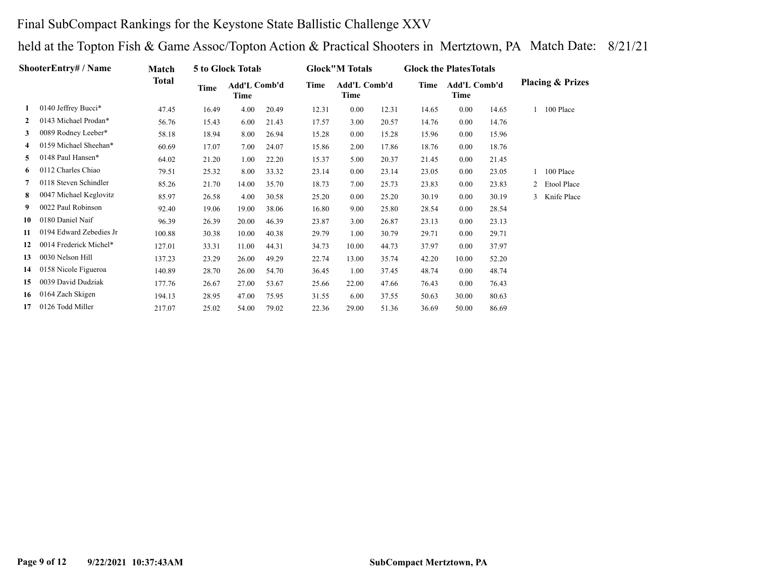Final SubCompact Rankings for the Keystone State Ballistic Challenge XXV

held at the Topton Fish & Game Assoc/Topton Action & Practical Shooters in Mertztown, PA Match Date: 8/21/21

| | ShooterEntry# / Name | Match Total | 5 to Glock Totals | | | Glock"M Totals | | | Glock the PlatesTotals | | | Placing & Prizes |
|---|---|---|---|---|---|---|---|---|---|---|---|---|
| | | | Time | Add'L Time | Comb'd | Time | Add'L Time | Comb'd | Time | Add'L Time | Comb'd | |
| 1 | 0140 Jeffrey Bucci* | 47.45 | 16.49 | 4.00 | 20.49 | 12.31 | 0.00 | 12.31 | 14.65 | 0.00 | 14.65 | 1 100 Place |
| 2 | 0143 Michael Prodan* | 56.76 | 15.43 | 6.00 | 21.43 | 17.57 | 3.00 | 20.57 | 14.76 | 0.00 | 14.76 | |
| 3 | 0089 Rodney Leeber* | 58.18 | 18.94 | 8.00 | 26.94 | 15.28 | 0.00 | 15.28 | 15.96 | 0.00 | 15.96 | |
| 4 | 0159 Michael Sheehan* | 60.69 | 17.07 | 7.00 | 24.07 | 15.86 | 2.00 | 17.86 | 18.76 | 0.00 | 18.76 | |
| 5 | 0148 Paul Hansen* | 64.02 | 21.20 | 1.00 | 22.20 | 15.37 | 5.00 | 20.37 | 21.45 | 0.00 | 21.45 | |
| 6 | 0112 Charles Chiao | 79.51 | 25.32 | 8.00 | 33.32 | 23.14 | 0.00 | 23.14 | 23.05 | 0.00 | 23.05 | 1 100 Place |
| 7 | 0118 Steven Schindler | 85.26 | 21.70 | 14.00 | 35.70 | 18.73 | 7.00 | 25.73 | 23.83 | 0.00 | 23.83 | 2 Etool Place |
| 8 | 0047 Michael Keglovitz | 85.97 | 26.58 | 4.00 | 30.58 | 25.20 | 0.00 | 25.20 | 30.19 | 0.00 | 30.19 | 3 Knife Place |
| 9 | 0022 Paul Robinson | 92.40 | 19.06 | 19.00 | 38.06 | 16.80 | 9.00 | 25.80 | 28.54 | 0.00 | 28.54 | |
| 10 | 0180 Daniel Naif | 96.39 | 26.39 | 20.00 | 46.39 | 23.87 | 3.00 | 26.87 | 23.13 | 0.00 | 23.13 | |
| 11 | 0194 Edward Zebedies Jr | 100.88 | 30.38 | 10.00 | 40.38 | 29.79 | 1.00 | 30.79 | 29.71 | 0.00 | 29.71 | |
| 12 | 0014 Frederick Michel* | 127.01 | 33.31 | 11.00 | 44.31 | 34.73 | 10.00 | 44.73 | 37.97 | 0.00 | 37.97 | |
| 13 | 0030 Nelson Hill | 137.23 | 23.29 | 26.00 | 49.29 | 22.74 | 13.00 | 35.74 | 42.20 | 10.00 | 52.20 | |
| 14 | 0158 Nicole Figueroa | 140.89 | 28.70 | 26.00 | 54.70 | 36.45 | 1.00 | 37.45 | 48.74 | 0.00 | 48.74 | |
| 15 | 0039 David Dudziak | 177.76 | 26.67 | 27.00 | 53.67 | 25.66 | 22.00 | 47.66 | 76.43 | 0.00 | 76.43 | |
| 16 | 0164 Zach Skigen | 194.13 | 28.95 | 47.00 | 75.95 | 31.55 | 6.00 | 37.55 | 50.63 | 30.00 | 80.63 | |
| 17 | 0126 Todd Miller | 217.07 | 25.02 | 54.00 | 79.02 | 22.36 | 29.00 | 51.36 | 36.69 | 50.00 | 86.69 | |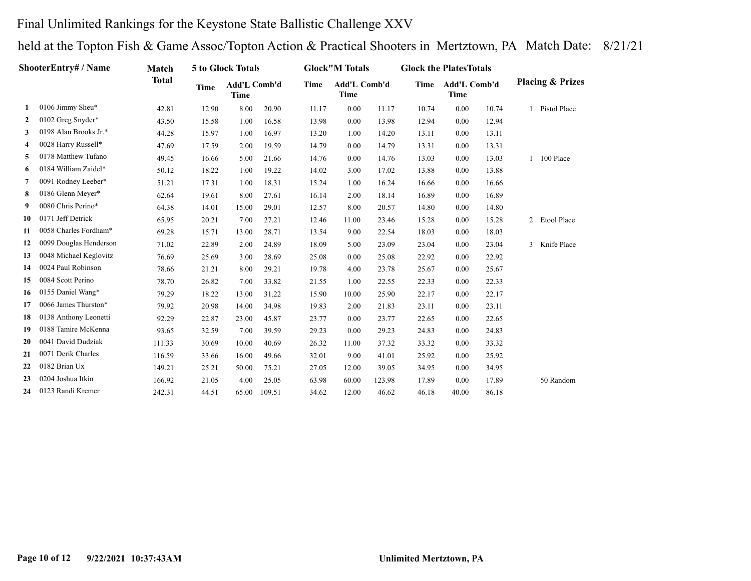Final Unlimited Rankings for the Keystone State Ballistic Challenge XXV

held at the Topton Fish & Game Assoc/Topton Action & Practical Shooters in Mertztown, PA Match Date: 8/21/21

| | ShooterEntry# / Name | Match Total | 5 to Glock Totals | | | Glock"M Totals | | | Glock the PlatesTotals | | | Placing & Prizes |
|---|---|---|---|---|---|---|---|---|---|---|---|---|
| | | | Time | Add'L Time | Comb'd | Time | Add'L Time | Comb'd | Time | Add'L Time | Comb'd | |
| 1 | 0106 Jimmy Sheu* | 42.81 | 12.90 | 8.00 | 20.90 | 11.17 | 0.00 | 11.17 | 10.74 | 0.00 | 10.74 | 1 Pistol Place |
| 2 | 0102 Greg Snyder* | 43.50 | 15.58 | 1.00 | 16.58 | 13.98 | 0.00 | 13.98 | 12.94 | 0.00 | 12.94 | |
| 3 | 0198 Alan Brooks Jr.* | 44.28 | 15.97 | 1.00 | 16.97 | 13.20 | 1.00 | 14.20 | 13.11 | 0.00 | 13.11 | |
| 4 | 0028 Harry Russell* | 47.69 | 17.59 | 2.00 | 19.59 | 14.79 | 0.00 | 14.79 | 13.31 | 0.00 | 13.31 | |
| 5 | 0178 Matthew Tufano | 49.45 | 16.66 | 5.00 | 21.66 | 14.76 | 0.00 | 14.76 | 13.03 | 0.00 | 13.03 | 1 100 Place |
| 6 | 0184 William Zaidel* | 50.12 | 18.22 | 1.00 | 19.22 | 14.02 | 3.00 | 17.02 | 13.88 | 0.00 | 13.88 | |
| 7 | 0091 Rodney Leeber* | 51.21 | 17.31 | 1.00 | 18.31 | 15.24 | 1.00 | 16.24 | 16.66 | 0.00 | 16.66 | |
| 8 | 0186 Glenn Meyer* | 62.64 | 19.61 | 8.00 | 27.61 | 16.14 | 2.00 | 18.14 | 16.89 | 0.00 | 16.89 | |
| 9 | 0080 Chris Perino* | 64.38 | 14.01 | 15.00 | 29.01 | 12.57 | 8.00 | 20.57 | 14.80 | 0.00 | 14.80 | |
| 10 | 0171 Jeff Detrick | 65.95 | 20.21 | 7.00 | 27.21 | 12.46 | 11.00 | 23.46 | 15.28 | 0.00 | 15.28 | 2 Etool Place |
| 11 | 0058 Charles Fordham* | 69.28 | 15.71 | 13.00 | 28.71 | 13.54 | 9.00 | 22.54 | 18.03 | 0.00 | 18.03 | |
| 12 | 0099 Douglas Henderson | 71.02 | 22.89 | 2.00 | 24.89 | 18.09 | 5.00 | 23.09 | 23.04 | 0.00 | 23.04 | 3 Knife Place |
| 13 | 0048 Michael Keglovitz | 76.69 | 25.69 | 3.00 | 28.69 | 25.08 | 0.00 | 25.08 | 22.92 | 0.00 | 22.92 | |
| 14 | 0024 Paul Robinson | 78.66 | 21.21 | 8.00 | 29.21 | 19.78 | 4.00 | 23.78 | 25.67 | 0.00 | 25.67 | |
| 15 | 0084 Scott Perino | 78.70 | 26.82 | 7.00 | 33.82 | 21.55 | 1.00 | 22.55 | 22.33 | 0.00 | 22.33 | |
| 16 | 0155 Daniel Wang* | 79.29 | 18.22 | 13.00 | 31.22 | 15.90 | 10.00 | 25.90 | 22.17 | 0.00 | 22.17 | |
| 17 | 0066 James Thurston* | 79.92 | 20.98 | 14.00 | 34.98 | 19.83 | 2.00 | 21.83 | 23.11 | 0.00 | 23.11 | |
| 18 | 0138 Anthony Leonetti | 92.29 | 22.87 | 23.00 | 45.87 | 23.77 | 0.00 | 23.77 | 22.65 | 0.00 | 22.65 | |
| 19 | 0188 Tamire McKenna | 93.65 | 32.59 | 7.00 | 39.59 | 29.23 | 0.00 | 29.23 | 24.83 | 0.00 | 24.83 | |
| 20 | 0041 David Dudziak | 111.33 | 30.69 | 10.00 | 40.69 | 26.32 | 11.00 | 37.32 | 33.32 | 0.00 | 33.32 | |
| 21 | 0071 Derik Charles | 116.59 | 33.66 | 16.00 | 49.66 | 32.01 | 9.00 | 41.01 | 25.92 | 0.00 | 25.92 | |
| 22 | 0182 Brian Ux | 149.21 | 25.21 | 50.00 | 75.21 | 27.05 | 12.00 | 39.05 | 34.95 | 0.00 | 34.95 | |
| 23 | 0204 Joshua Itkin | 166.92 | 21.05 | 4.00 | 25.05 | 63.98 | 60.00 | 123.98 | 17.89 | 0.00 | 17.89 | 50 Random |
| 24 | 0123 Randi Kremer | 242.31 | 44.51 | 65.00 | 109.51 | 34.62 | 12.00 | 46.62 | 46.18 | 40.00 | 86.18 | |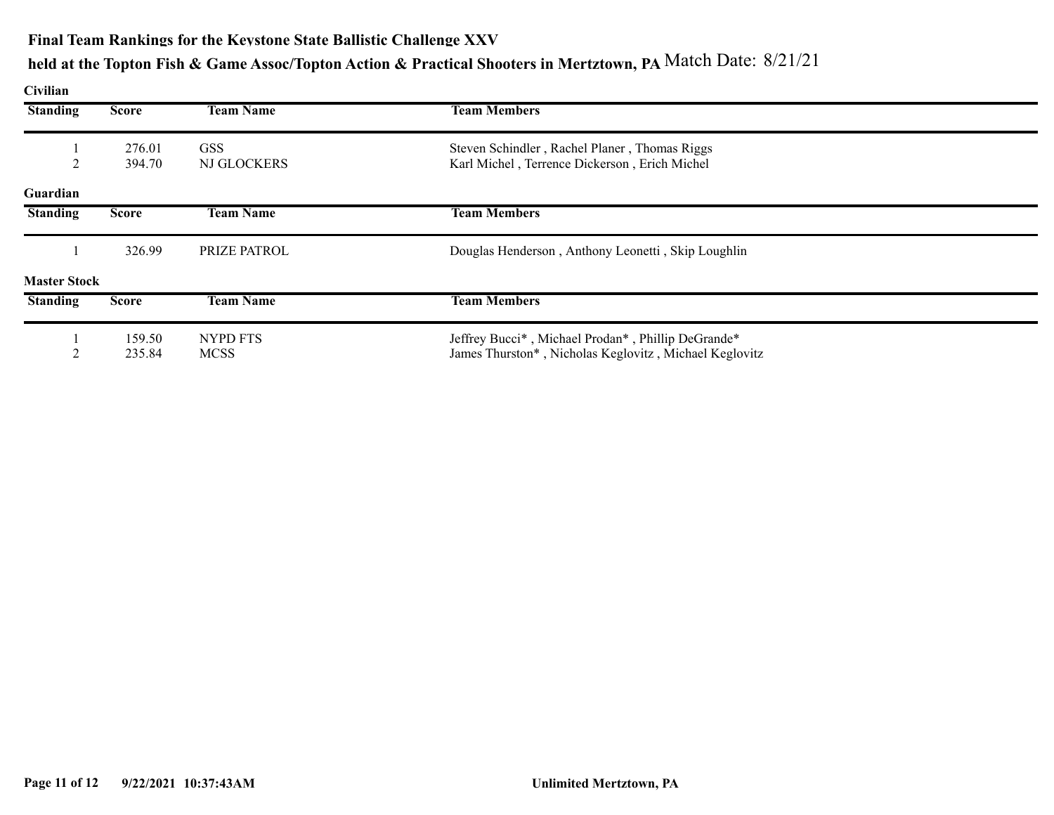# Final Team Rankings for the Keystone State Ballistic Challenge XXV

## held at the Topton Fish & Game Assoc/Topton Action & Practical Shooters in Mertztown, PA Match Date: 8/21/21

### Civilian

| Standing | Score | Team Name | Team Members |
|---|---|---|---|
| 1 | 276.01 | GSS | Steven Schindler , Rachel Planer , Thomas Riggs |
| 2 | 394.70 | NJ GLOCKERS | Karl Michel , Terrence Dickerson , Erich Michel |

### Guardian

| Standing | Score | Team Name | Team Members |
|---|---|---|---|
| 1 | 326.99 | PRIZE PATROL | Douglas Henderson , Anthony Leonetti , Skip Loughlin |

### Master Stock

| Standing | Score | Team Name | Team Members |
|---|---|---|---|
| 1 | 159.50 | NYPD FTS | Jeffrey Bucci* , Michael Prodan* , Phillip DeGrande* |
| 2 | 235.84 | MCSS | James Thurston* , Nicholas Keglovitz , Michael Keglovitz |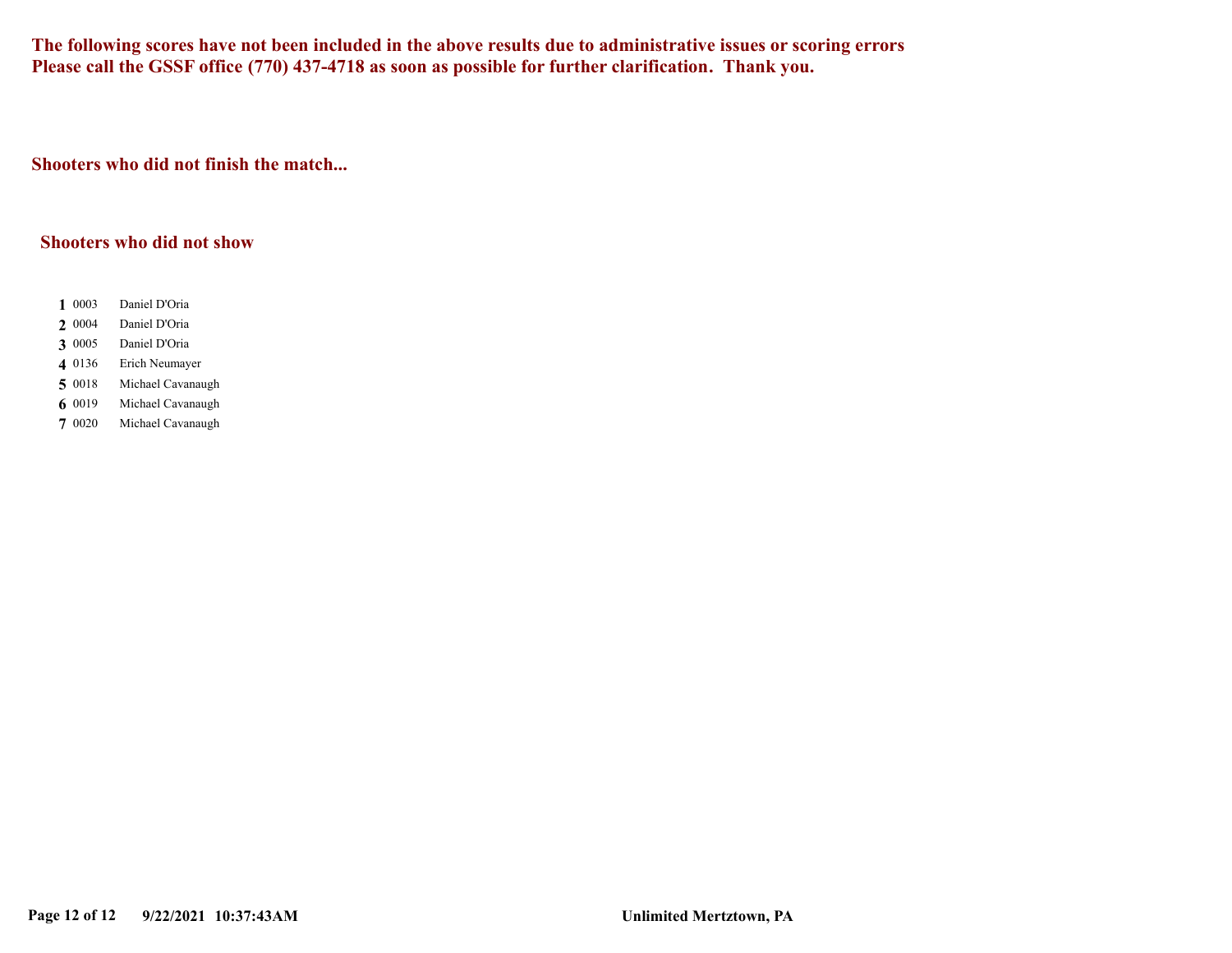**The following scores have not been included in the above results due to administrative issues or scoring errors**
**Please call the GSSF office (770) 437-4718 as soon as possible for further clarification. Thank you.**

## Shooters who did not finish the match...

## Shooters who did not show

| | | |
|---|---|---|
| **1** | 0003 | Daniel D'Oria |
| **2** | 0004 | Daniel D'Oria |
| **3** | 0005 | Daniel D'Oria |
| **4** | 0136 | Erich Neumayer |
| **5** | 0018 | Michael Cavanaugh |
| **6** | 0019 | Michael Cavanaugh |
| **7** | 0020 | Michael Cavanaugh |